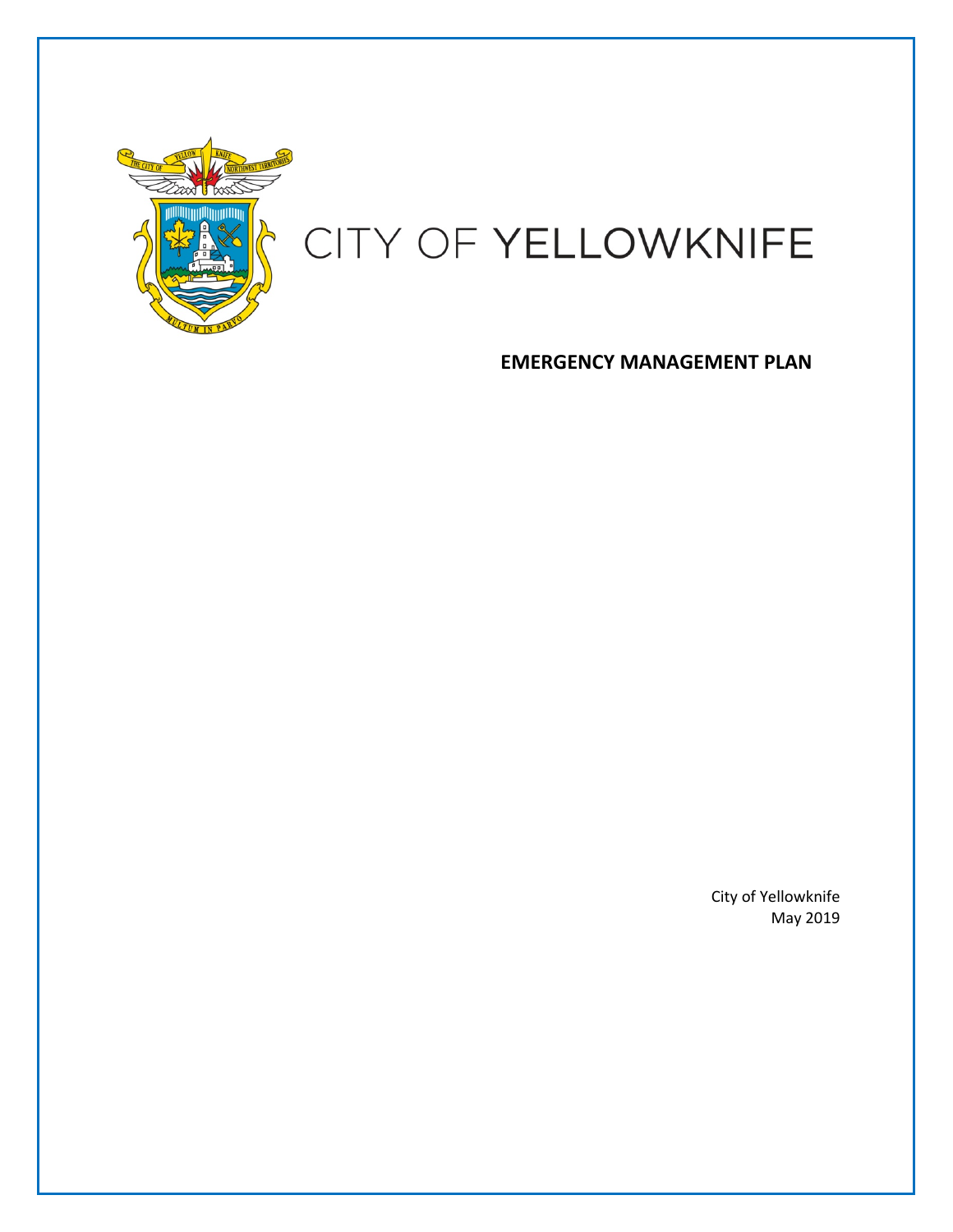# CITY OF YELLOWKNIFE

## EMERGENCY MANAGEMENT PLAN

City of Yellowknife
May 2019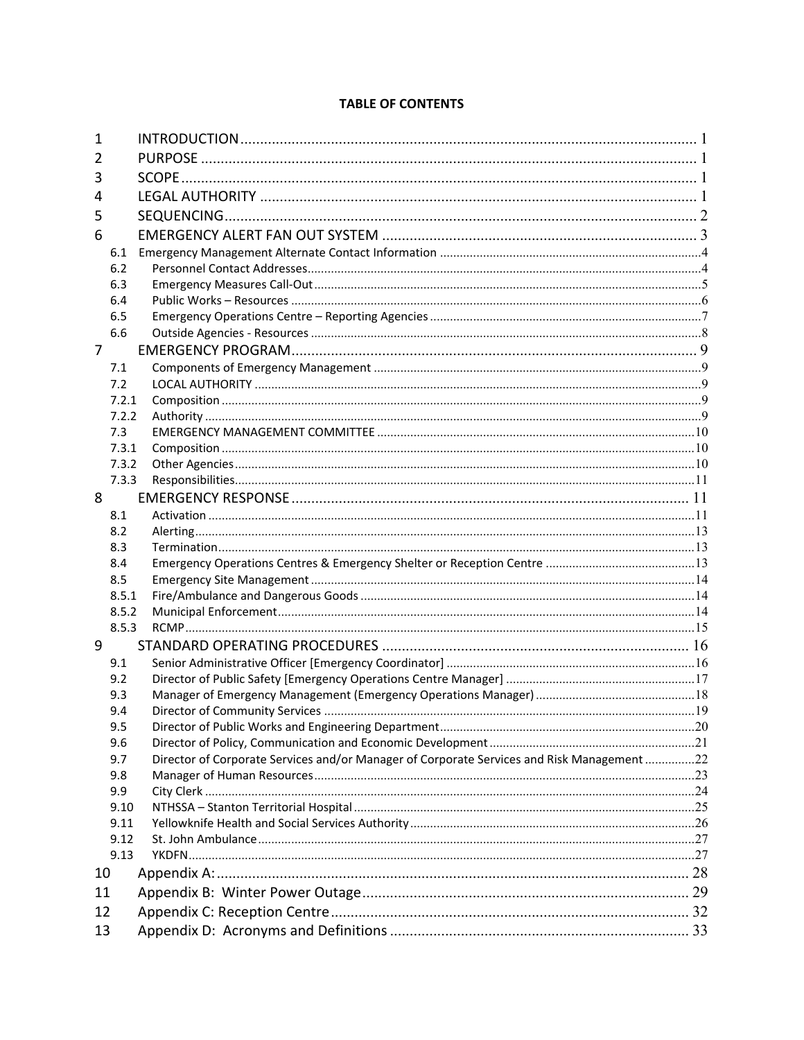**TABLE OF CONTENTS**

| | | |
|---|---|---|
| 1 | INTRODUCTION | 1 |
| 2 | PURPOSE | 1 |
| 3 | SCOPE | 1 |
| 4 | LEGAL AUTHORITY | 1 |
| 5 | SEQUENCING | 2 |
| 6 | EMERGENCY ALERT FAN OUT SYSTEM | 3 |
| 6.1 | Emergency Management Alternate Contact Information | 4 |
| 6.2 | Personnel Contact Addresses | 4 |
| 6.3 | Emergency Measures Call-Out | 5 |
| 6.4 | Public Works – Resources | 6 |
| 6.5 | Emergency Operations Centre – Reporting Agencies | 7 |
| 6.6 | Outside Agencies - Resources | 8 |
| 7 | EMERGENCY PROGRAM | 9 |
| 7.1 | Components of Emergency Management | 9 |
| 7.2 | LOCAL AUTHORITY | 9 |
| 7.2.1 | Composition | 9 |
| 7.2.2 | Authority | 9 |
| 7.3 | EMERGENCY MANAGEMENT COMMITTEE | 10 |
| 7.3.1 | Composition | 10 |
| 7.3.2 | Other Agencies | 10 |
| 7.3.3 | Responsibilities | 11 |
| 8 | EMERGENCY RESPONSE | 11 |
| 8.1 | Activation | 11 |
| 8.2 | Alerting | 13 |
| 8.3 | Termination | 13 |
| 8.4 | Emergency Operations Centres & Emergency Shelter or Reception Centre | 13 |
| 8.5 | Emergency Site Management | 14 |
| 8.5.1 | Fire/Ambulance and Dangerous Goods | 14 |
| 8.5.2 | Municipal Enforcement | 14 |
| 8.5.3 | RCMP | 15 |
| 9 | STANDARD OPERATING PROCEDURES | 16 |
| 9.1 | Senior Administrative Officer [Emergency Coordinator] | 16 |
| 9.2 | Director of Public Safety [Emergency Operations Centre Manager] | 17 |
| 9.3 | Manager of Emergency Management (Emergency Operations Manager) | 18 |
| 9.4 | Director of Community Services | 19 |
| 9.5 | Director of Public Works and Engineering Department | 20 |
| 9.6 | Director of Policy, Communication and Economic Development | 21 |
| 9.7 | Director of Corporate Services and/or Manager of Corporate Services and Risk Management | 22 |
| 9.8 | Manager of Human Resources | 23 |
| 9.9 | City Clerk | 24 |
| 9.10 | NTHSSA – Stanton Territorial Hospital | 25 |
| 9.11 | Yellowknife Health and Social Services Authority | 26 |
| 9.12 | St. John Ambulance | 27 |
| 9.13 | YKDFN | 27 |
| 10 | Appendix A: | 28 |
| 11 | Appendix B: Winter Power Outage | 29 |
| 12 | Appendix C: Reception Centre | 32 |
| 13 | Appendix D: Acronyms and Definitions | 33 |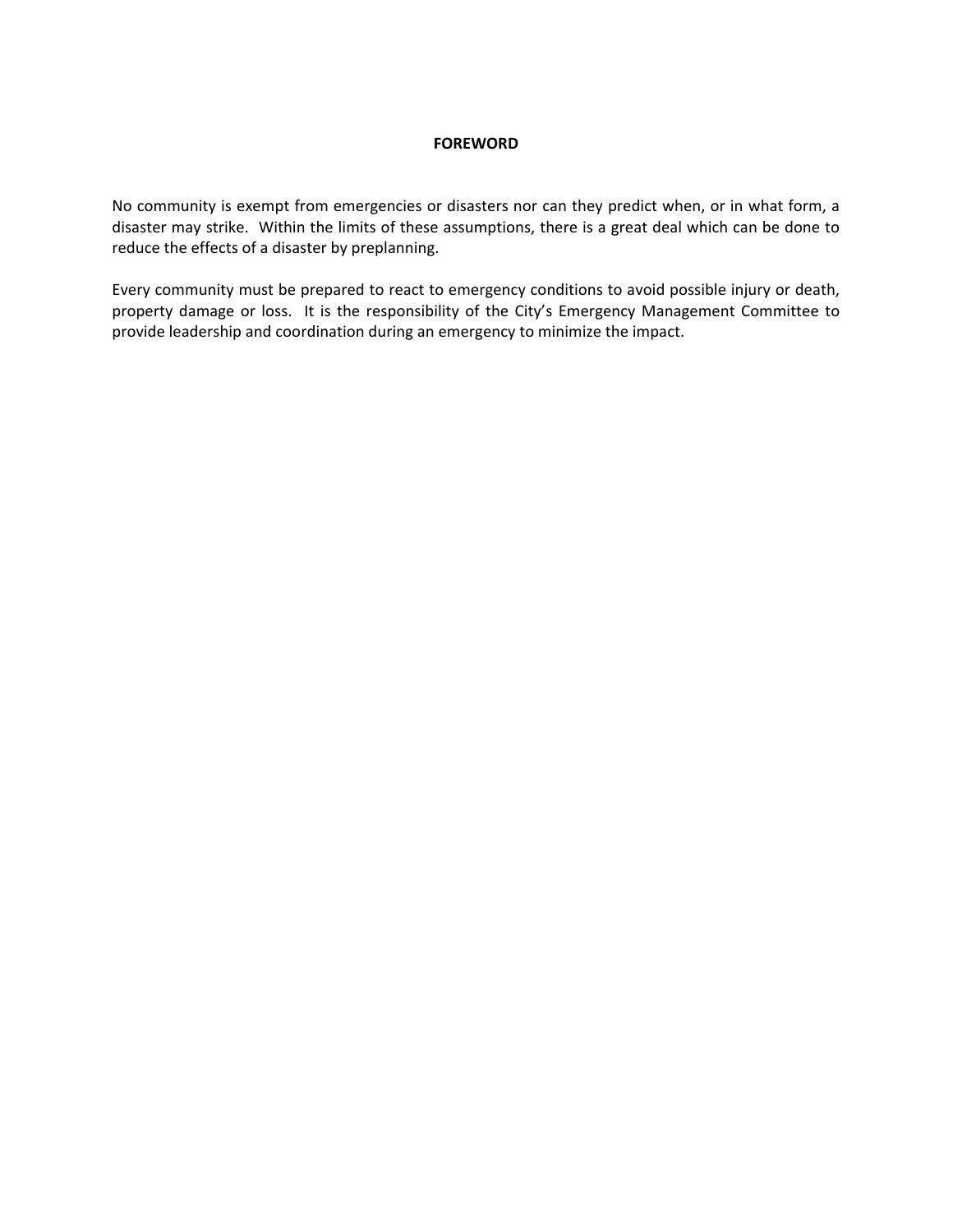# FOREWORD

No community is exempt from emergencies or disasters nor can they predict when, or in what form, a disaster may strike. Within the limits of these assumptions, there is a great deal which can be done to reduce the effects of a disaster by preplanning.

Every community must be prepared to react to emergency conditions to avoid possible injury or death, property damage or loss. It is the responsibility of the City's Emergency Management Committee to provide leadership and coordination during an emergency to minimize the impact.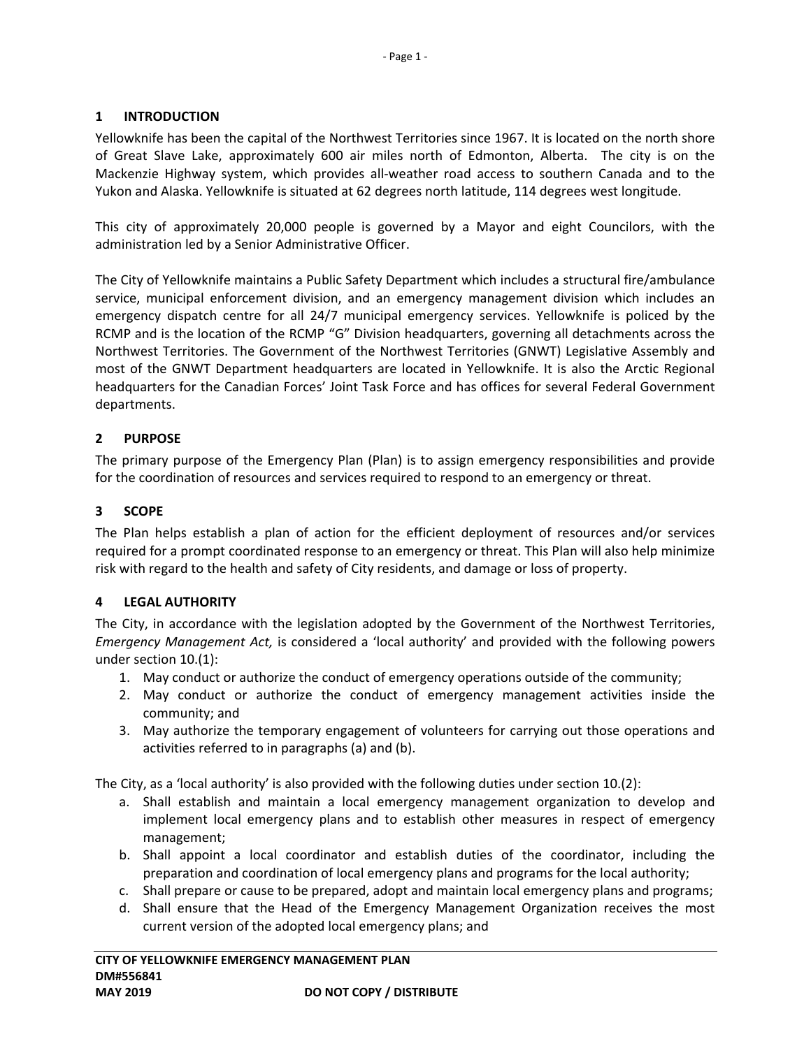## 1 INTRODUCTION

Yellowknife has been the capital of the Northwest Territories since 1967. It is located on the north shore of Great Slave Lake, approximately 600 air miles north of Edmonton, Alberta. The city is on the Mackenzie Highway system, which provides all-weather road access to southern Canada and to the Yukon and Alaska. Yellowknife is situated at 62 degrees north latitude, 114 degrees west longitude.

This city of approximately 20,000 people is governed by a Mayor and eight Councilors, with the administration led by a Senior Administrative Officer.

The City of Yellowknife maintains a Public Safety Department which includes a structural fire/ambulance service, municipal enforcement division, and an emergency management division which includes an emergency dispatch centre for all 24/7 municipal emergency services. Yellowknife is policed by the RCMP and is the location of the RCMP "G" Division headquarters, governing all detachments across the Northwest Territories. The Government of the Northwest Territories (GNWT) Legislative Assembly and most of the GNWT Department headquarters are located in Yellowknife. It is also the Arctic Regional headquarters for the Canadian Forces' Joint Task Force and has offices for several Federal Government departments.

## 2 PURPOSE

The primary purpose of the Emergency Plan (Plan) is to assign emergency responsibilities and provide for the coordination of resources and services required to respond to an emergency or threat.

## 3 SCOPE

The Plan helps establish a plan of action for the efficient deployment of resources and/or services required for a prompt coordinated response to an emergency or threat. This Plan will also help minimize risk with regard to the health and safety of City residents, and damage or loss of property.

## 4 LEGAL AUTHORITY

The City, in accordance with the legislation adopted by the Government of the Northwest Territories, *Emergency Management Act,* is considered a 'local authority' and provided with the following powers under section 10.(1):

1. May conduct or authorize the conduct of emergency operations outside of the community;
2. May conduct or authorize the conduct of emergency management activities inside the community; and
3. May authorize the temporary engagement of volunteers for carrying out those operations and activities referred to in paragraphs (a) and (b).

The City, as a 'local authority' is also provided with the following duties under section 10.(2):

a. Shall establish and maintain a local emergency management organization to develop and implement local emergency plans and to establish other measures in respect of emergency management;
b. Shall appoint a local coordinator and establish duties of the coordinator, including the preparation and coordination of local emergency plans and programs for the local authority;
c. Shall prepare or cause to be prepared, adopt and maintain local emergency plans and programs;
d. Shall ensure that the Head of the Emergency Management Organization receives the most current version of the adopted local emergency plans; and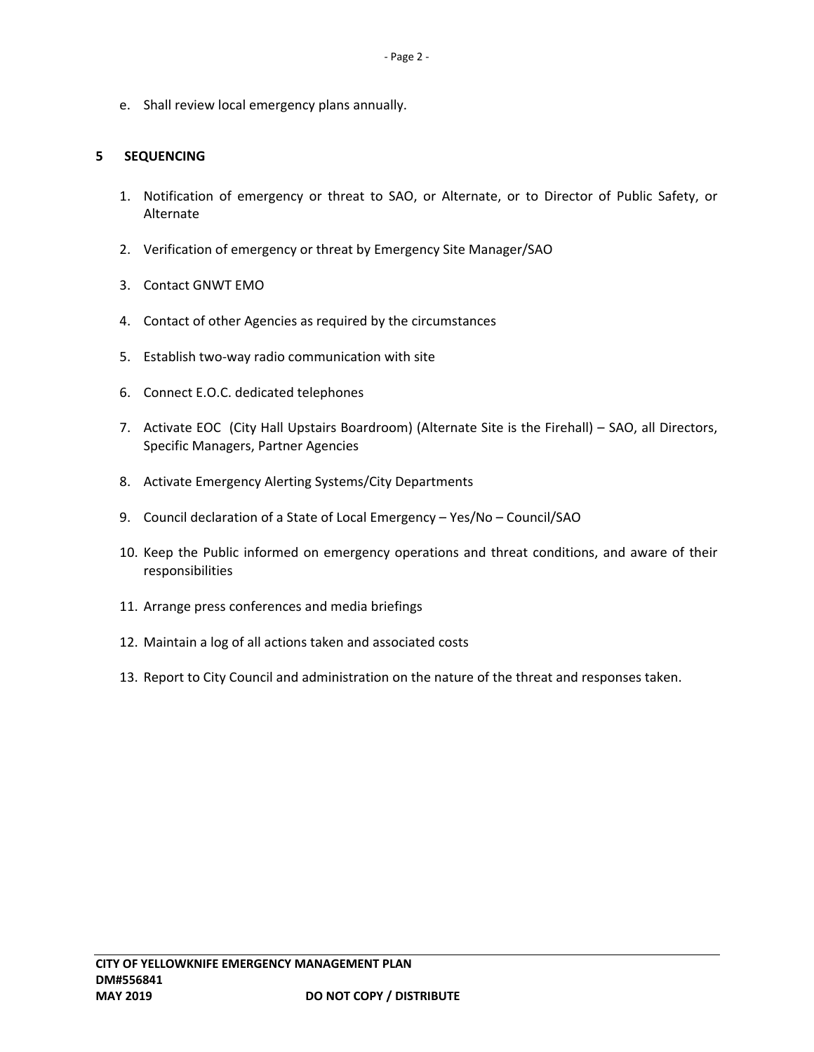e. Shall review local emergency plans annually.

## 5 SEQUENCING

1. Notification of emergency or threat to SAO, or Alternate, or to Director of Public Safety, or Alternate
2. Verification of emergency or threat by Emergency Site Manager/SAO
3. Contact GNWT EMO
4. Contact of other Agencies as required by the circumstances
5. Establish two-way radio communication with site
6. Connect E.O.C. dedicated telephones
7. Activate EOC (City Hall Upstairs Boardroom) (Alternate Site is the Firehall) – SAO, all Directors, Specific Managers, Partner Agencies
8. Activate Emergency Alerting Systems/City Departments
9. Council declaration of a State of Local Emergency – Yes/No – Council/SAO
10. Keep the Public informed on emergency operations and threat conditions, and aware of their responsibilities
11. Arrange press conferences and media briefings
12. Maintain a log of all actions taken and associated costs
13. Report to City Council and administration on the nature of the threat and responses taken.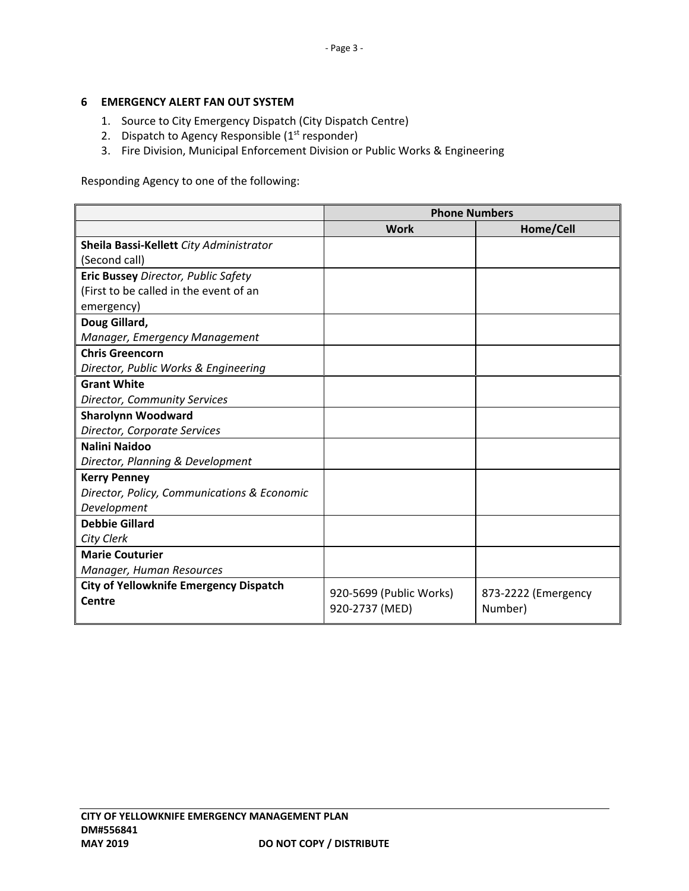## 6 EMERGENCY ALERT FAN OUT SYSTEM

1. Source to City Emergency Dispatch (City Dispatch Centre)
2. Dispatch to Agency Responsible (1st responder)
3. Fire Division, Municipal Enforcement Division or Public Works & Engineering

Responding Agency to one of the following:

| | Phone Numbers | |
|---|---|---|
| | **Work** | **Home/Cell** |
| **Sheila Bassi-Kellett** *City Administrator* (Second call) | | |
| **Eric Bussey** *Director, Public Safety* (First to be called in the event of an emergency) | | |
| **Doug Gillard,** *Manager, Emergency Management* | | |
| **Chris Greencorn** *Director, Public Works & Engineering* | | |
| **Grant White** *Director, Community Services* | | |
| **Sharolynn Woodward** *Director, Corporate Services* | | |
| **Nalini Naidoo** *Director, Planning & Development* | | |
| **Kerry Penney** *Director, Policy, Communications & Economic Development* | | |
| **Debbie Gillard** *City Clerk* | | |
| **Marie Couturier** *Manager, Human Resources* | | |
| **City of Yellowknife Emergency Dispatch Centre** | 920-5699 (Public Works) 920-2737 (MED) | 873-2222 (Emergency Number) |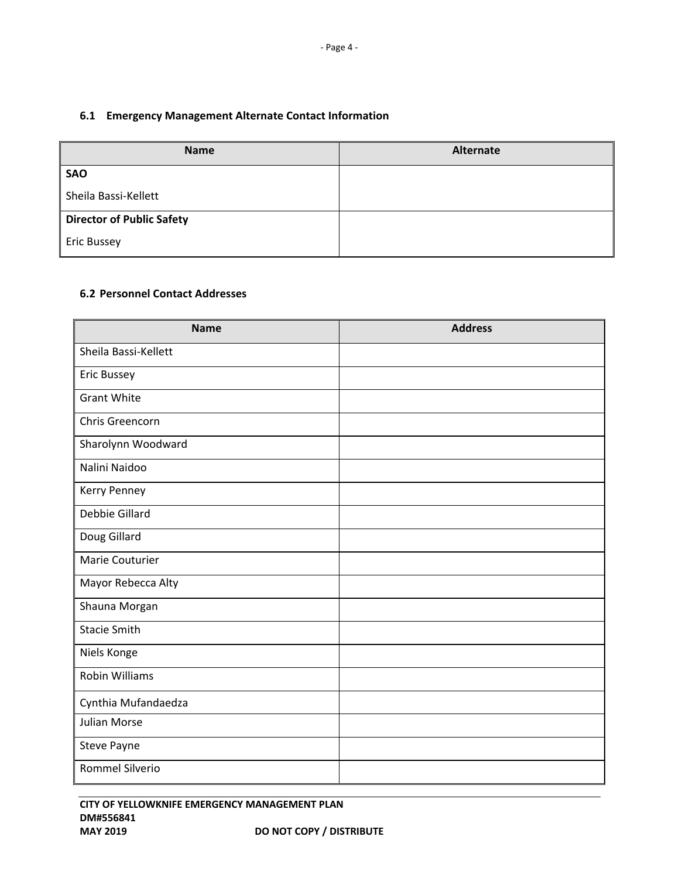### 6.1 Emergency Management Alternate Contact Information

| Name | Alternate |
|---|---|
| **SAO**<br>Sheila Bassi-Kellett | |
| **Director of Public Safety**<br>Eric Bussey | |

### 6.2 Personnel Contact Addresses

| Name | Address |
|---|---|
| Sheila Bassi-Kellett | |
| Eric Bussey | |
| Grant White | |
| Chris Greencorn | |
| Sharolynn Woodward | |
| Nalini Naidoo | |
| Kerry Penney | |
| Debbie Gillard | |
| Doug Gillard | |
| Marie Couturier | |
| Mayor Rebecca Alty | |
| Shauna Morgan | |
| Stacie Smith | |
| Niels Konge | |
| Robin Williams | |
| Cynthia Mufandaedza | |
| Julian Morse | |
| Steve Payne | |
| Rommel Silverio | |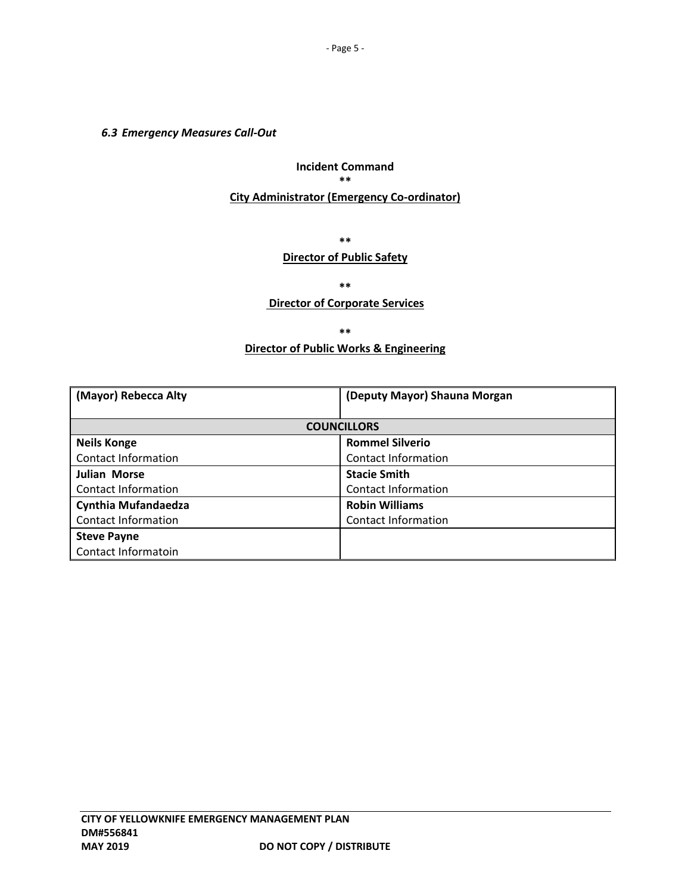### *6.3 Emergency Measures Call-Out*

**Incident Command**

\*\*

**<u>City Administrator (Emergency Co-ordinator)</u>**

\*\*

**<u>Director of Public Safety</u>**

\*\*

**<u>Director of Corporate Services</u>**

\*\*

**<u>Director of Public Works & Engineering</u>**

| **(Mayor) Rebecca Alty** | **(Deputy Mayor) Shauna Morgan** |
|---|---|
| **COUNCILLORS** | |
| **Neils Konge**<br>Contact Information | **Rommel Silverio**<br>Contact Information |
| **Julian Morse**<br>Contact Information | **Stacie Smith**<br>Contact Information |
| **Cynthia Mufandaedza**<br>Contact Information | **Robin Williams**<br>Contact Information |
| **Steve Payne**<br>Contact Informatoin | |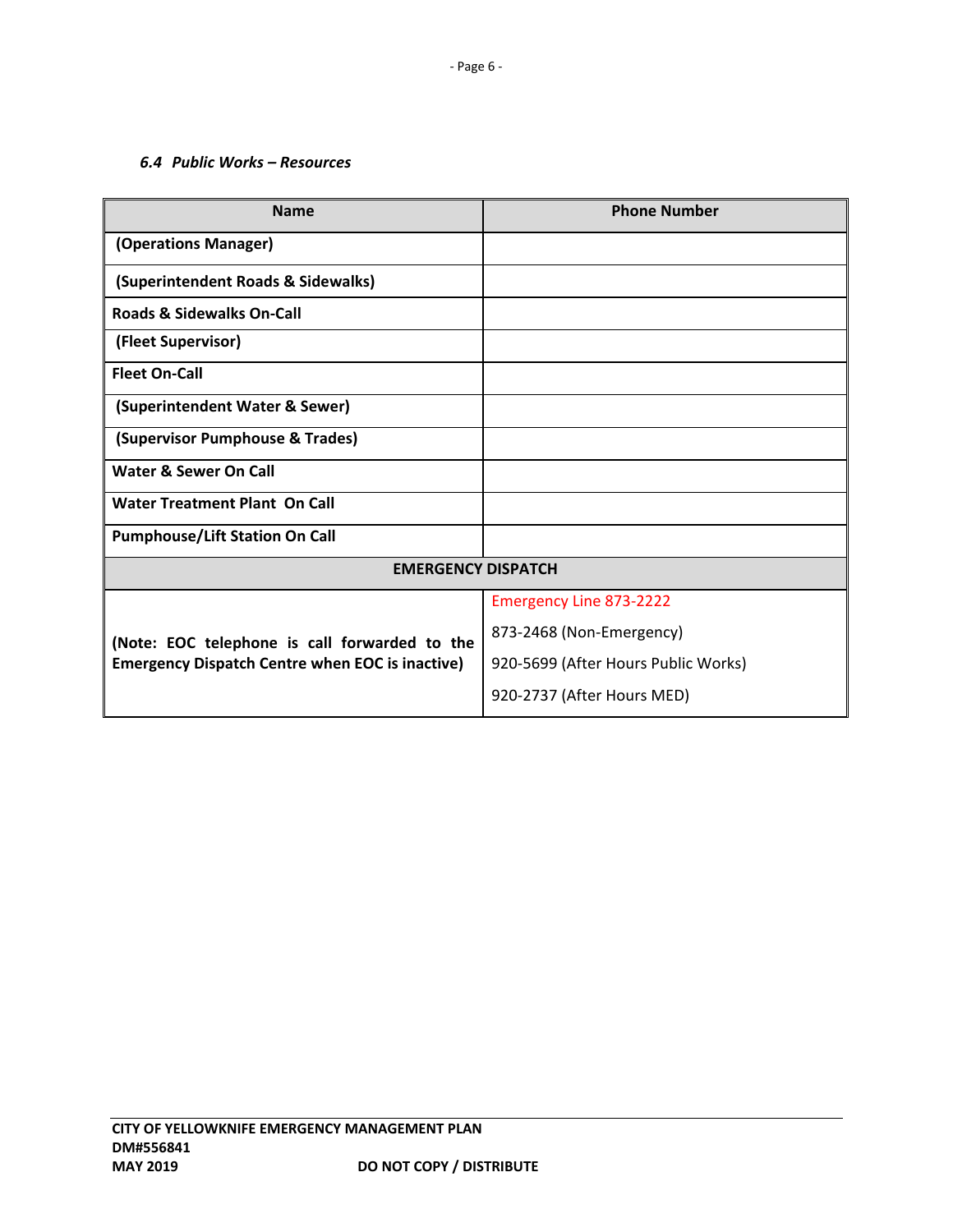### *6.4 Public Works – Resources*

| Name | Phone Number |
|---|---|
| **(Operations Manager)** | |
| **(Superintendent Roads & Sidewalks)** | |
| **Roads & Sidewalks On-Call** | |
| **(Fleet Supervisor)** | |
| **Fleet On-Call** | |
| **(Superintendent Water & Sewer)** | |
| **(Supervisor Pumphouse & Trades)** | |
| **Water & Sewer On Call** | |
| **Water Treatment Plant On Call** | |
| **Pumphouse/Lift Station On Call** | |
| **EMERGENCY DISPATCH** | |
| **(Note: EOC telephone is call forwarded to the Emergency Dispatch Centre when EOC is inactive)** | Emergency Line 873-2222<br>873-2468 (Non-Emergency)<br>920-5699 (After Hours Public Works)<br>920-2737 (After Hours MED) |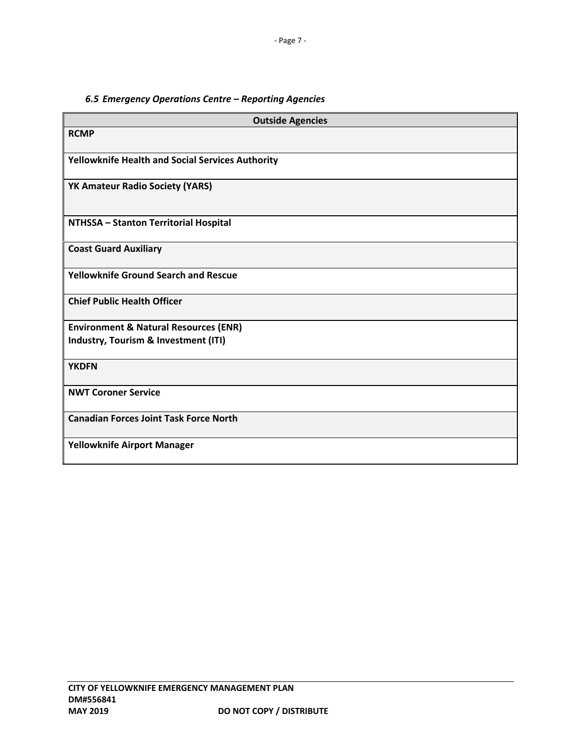### *6.5 Emergency Operations Centre – Reporting Agencies*

| Outside Agencies |
|---|
| **RCMP** |
| **Yellowknife Health and Social Services Authority** |
| **YK Amateur Radio Society (YARS)** |
| **NTHSSA – Stanton Territorial Hospital** |
| **Coast Guard Auxiliary** |
| **Yellowknife Ground Search and Rescue** |
| **Chief Public Health Officer** |
| **Environment & Natural Resources (ENR)**<br>**Industry, Tourism & Investment (ITI)** |
| **YKDFN** |
| **NWT Coroner Service** |
| **Canadian Forces Joint Task Force North** |
| **Yellowknife Airport Manager** |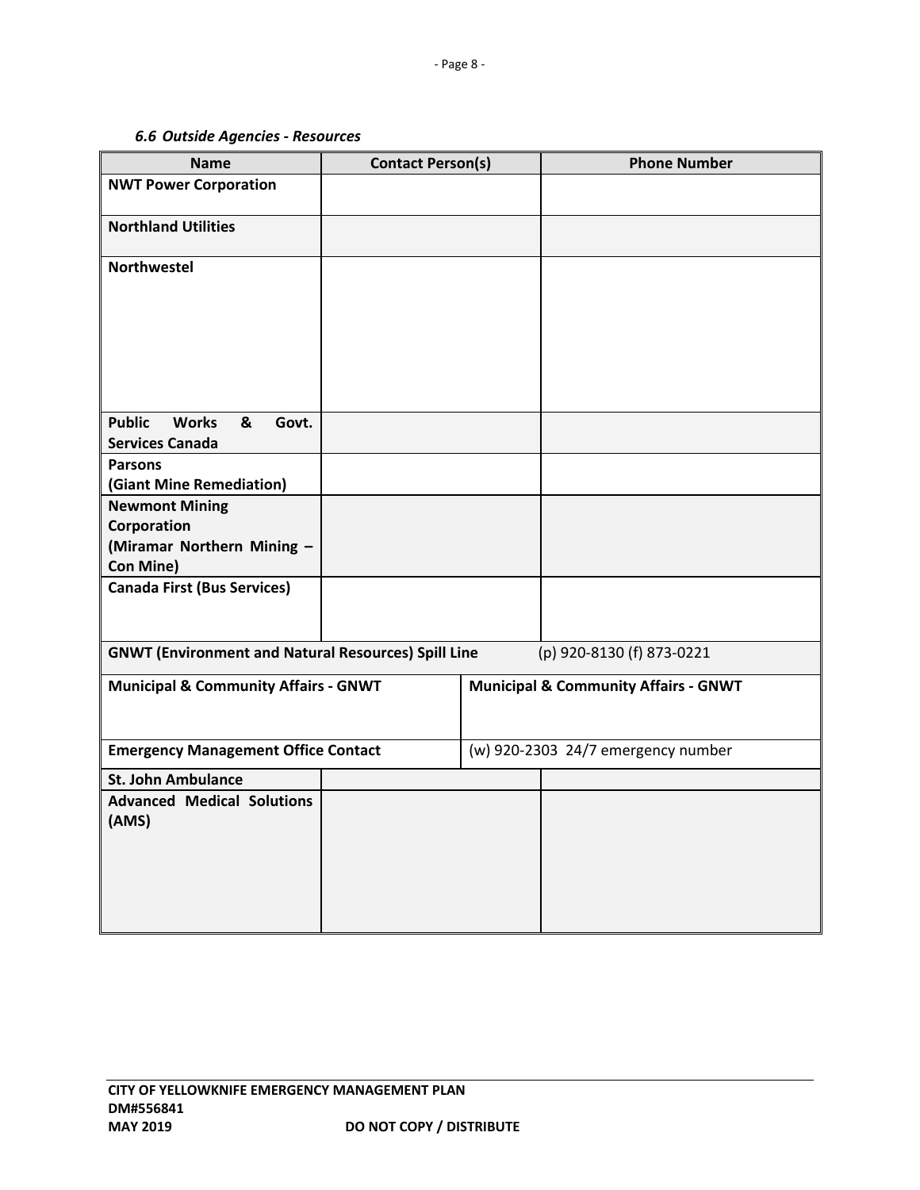### *6.6 Outside Agencies - Resources*

| Name | Contact Person(s) | Phone Number |
|---|---|---|
| **NWT Power Corporation** | | |
| **Northland Utilities** | | |
| **Northwestel** | | |
| **Public Works & Govt. Services Canada** | | |
| **Parsons (Giant Mine Remediation)** | | |
| **Newmont Mining Corporation (Miramar Northern Mining – Con Mine)** | | |
| **Canada First (Bus Services)** | | |
| **GNWT (Environment and Natural Resources) Spill Line** | | (p) 920-8130 (f) 873-0221 |
| **Municipal & Community Affairs - GNWT** | **Municipal & Community Affairs - GNWT** | |
| **Emergency Management Office Contact** | (w) 920-2303 24/7 emergency number | |
| **St. John Ambulance** | | |
| **Advanced Medical Solutions (AMS)** | | |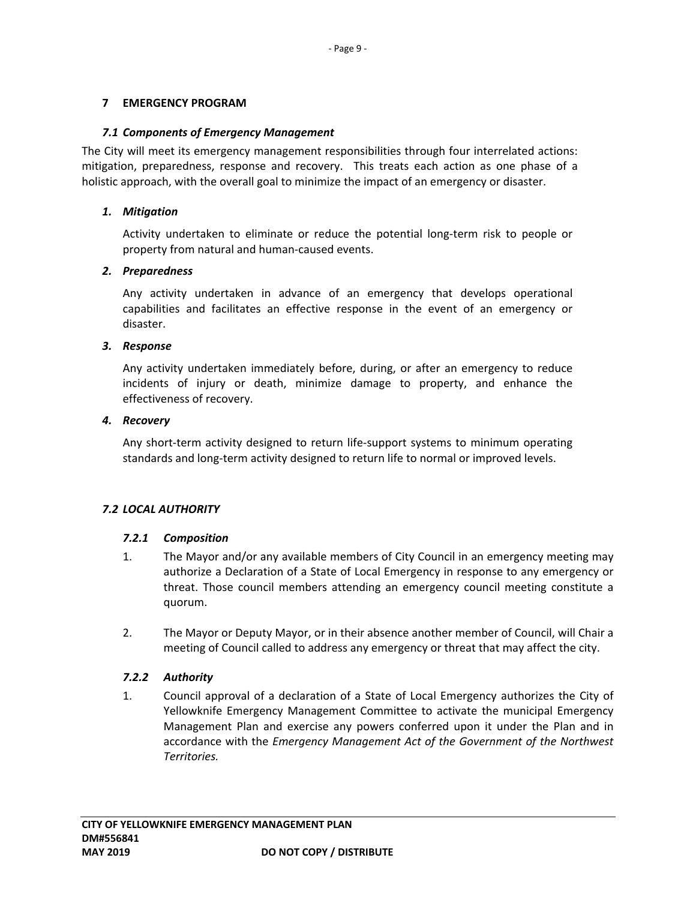## 7 EMERGENCY PROGRAM

### *7.1 Components of Emergency Management*

The City will meet its emergency management responsibilities through four interrelated actions: mitigation, preparedness, response and recovery. This treats each action as one phase of a holistic approach, with the overall goal to minimize the impact of an emergency or disaster.

***1. Mitigation***

Activity undertaken to eliminate or reduce the potential long-term risk to people or property from natural and human-caused events.

***2. Preparedness***

Any activity undertaken in advance of an emergency that develops operational capabilities and facilitates an effective response in the event of an emergency or disaster.

***3. Response***

Any activity undertaken immediately before, during, or after an emergency to reduce incidents of injury or death, minimize damage to property, and enhance the effectiveness of recovery.

***4. Recovery***

Any short-term activity designed to return life-support systems to minimum operating standards and long-term activity designed to return life to normal or improved levels.

### *7.2 LOCAL AUTHORITY*

#### *7.2.1 Composition*

1. The Mayor and/or any available members of City Council in an emergency meeting may authorize a Declaration of a State of Local Emergency in response to any emergency or threat. Those council members attending an emergency council meeting constitute a quorum.

2. The Mayor or Deputy Mayor, or in their absence another member of Council, will Chair a meeting of Council called to address any emergency or threat that may affect the city.

#### *7.2.2 Authority*

1. Council approval of a declaration of a State of Local Emergency authorizes the City of Yellowknife Emergency Management Committee to activate the municipal Emergency Management Plan and exercise any powers conferred upon it under the Plan and in accordance with the *Emergency Management Act of the Government of the Northwest Territories.*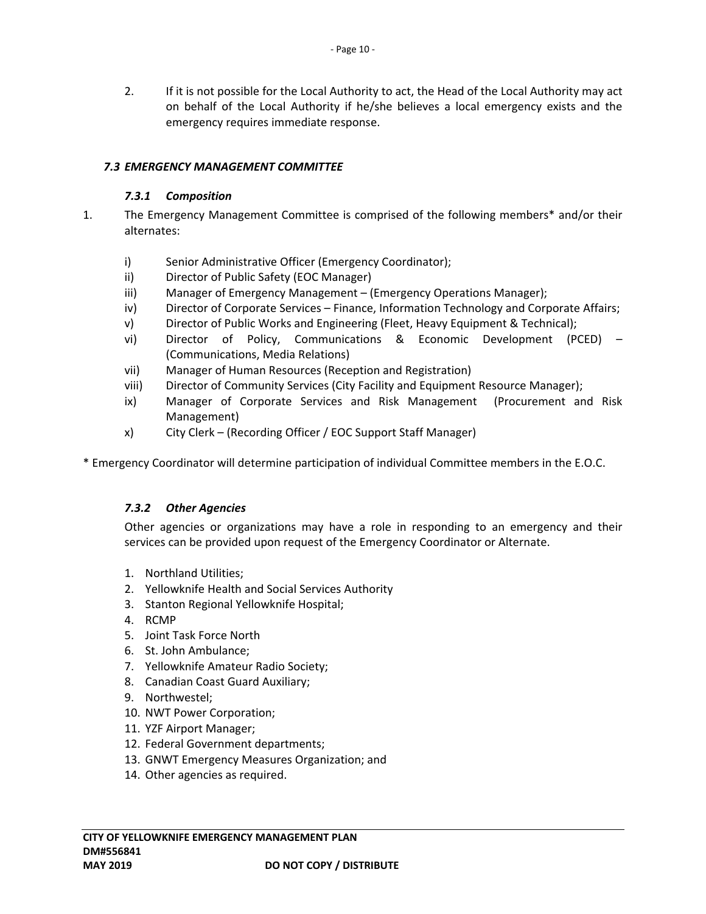2. If it is not possible for the Local Authority to act, the Head of the Local Authority may act on behalf of the Local Authority if he/she believes a local emergency exists and the emergency requires immediate response.

### *7.3 EMERGENCY MANAGEMENT COMMITTEE*

#### *7.3.1 Composition*

1. The Emergency Management Committee is comprised of the following members* and/or their alternates:

   i) Senior Administrative Officer (Emergency Coordinator);
   ii) Director of Public Safety (EOC Manager)
   iii) Manager of Emergency Management – (Emergency Operations Manager);
   iv) Director of Corporate Services – Finance, Information Technology and Corporate Affairs;
   v) Director of Public Works and Engineering (Fleet, Heavy Equipment & Technical);
   vi) Director of Policy, Communications & Economic Development (PCED) – (Communications, Media Relations)
   vii) Manager of Human Resources (Reception and Registration)
   viii) Director of Community Services (City Facility and Equipment Resource Manager);
   ix) Manager of Corporate Services and Risk Management (Procurement and Risk Management)
   x) City Clerk – (Recording Officer / EOC Support Staff Manager)

* Emergency Coordinator will determine participation of individual Committee members in the E.O.C.

#### *7.3.2 Other Agencies*

Other agencies or organizations may have a role in responding to an emergency and their services can be provided upon request of the Emergency Coordinator or Alternate.

1. Northland Utilities;
2. Yellowknife Health and Social Services Authority
3. Stanton Regional Yellowknife Hospital;
4. RCMP
5. Joint Task Force North
6. St. John Ambulance;
7. Yellowknife Amateur Radio Society;
8. Canadian Coast Guard Auxiliary;
9. Northwestel;
10. NWT Power Corporation;
11. YZF Airport Manager;
12. Federal Government departments;
13. GNWT Emergency Measures Organization; and
14. Other agencies as required.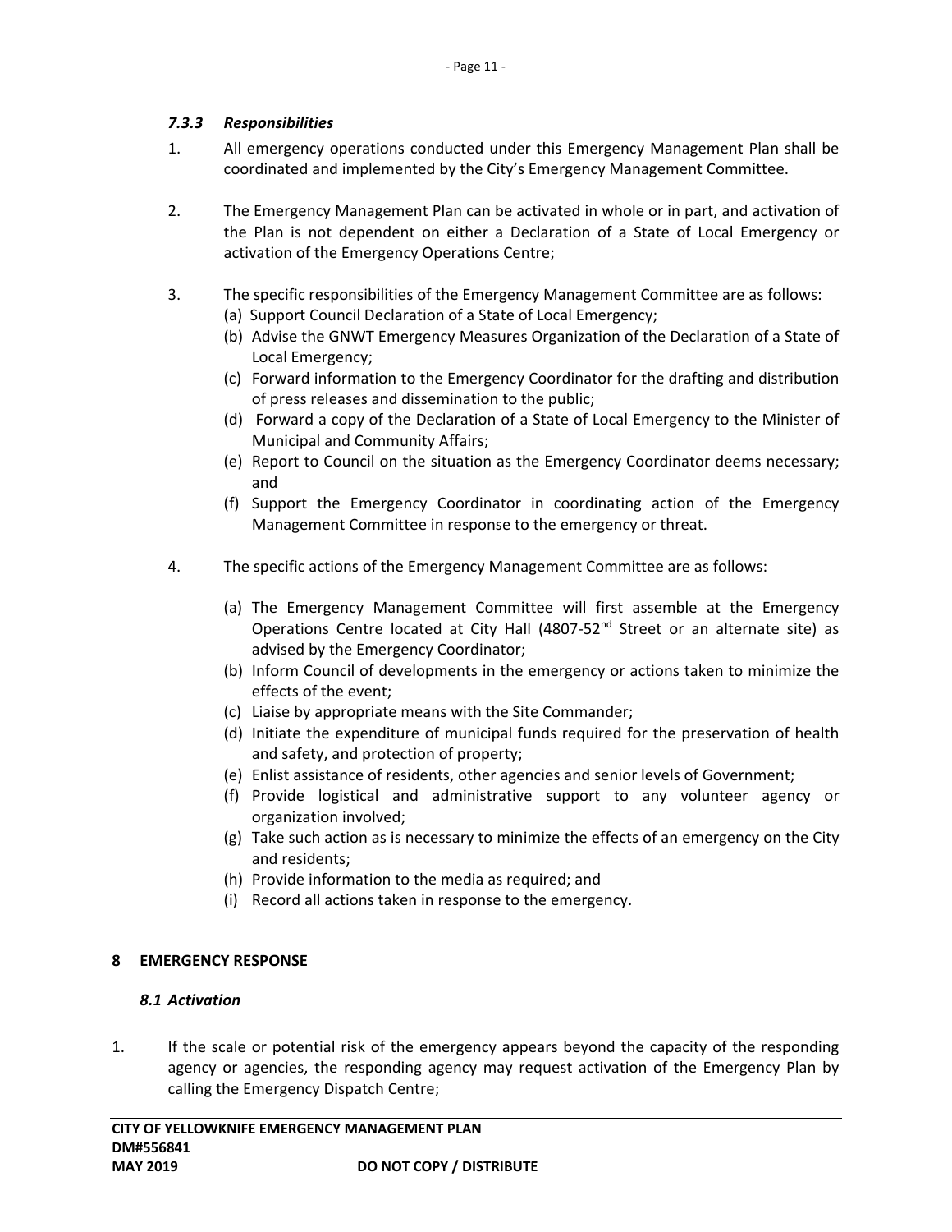#### *7.3.3 Responsibilities*

1. All emergency operations conducted under this Emergency Management Plan shall be coordinated and implemented by the City's Emergency Management Committee.

2. The Emergency Management Plan can be activated in whole or in part, and activation of the Plan is not dependent on either a Declaration of a State of Local Emergency or activation of the Emergency Operations Centre;

3. The specific responsibilities of the Emergency Management Committee are as follows:
   (a) Support Council Declaration of a State of Local Emergency;
   (b) Advise the GNWT Emergency Measures Organization of the Declaration of a State of Local Emergency;
   (c) Forward information to the Emergency Coordinator for the drafting and distribution of press releases and dissemination to the public;
   (d) Forward a copy of the Declaration of a State of Local Emergency to the Minister of Municipal and Community Affairs;
   (e) Report to Council on the situation as the Emergency Coordinator deems necessary; and
   (f) Support the Emergency Coordinator in coordinating action of the Emergency Management Committee in response to the emergency or threat.

4. The specific actions of the Emergency Management Committee are as follows:

   (a) The Emergency Management Committee will first assemble at the Emergency Operations Centre located at City Hall (4807-52nd Street or an alternate site) as advised by the Emergency Coordinator;
   (b) Inform Council of developments in the emergency or actions taken to minimize the effects of the event;
   (c) Liaise by appropriate means with the Site Commander;
   (d) Initiate the expenditure of municipal funds required for the preservation of health and safety, and protection of property;
   (e) Enlist assistance of residents, other agencies and senior levels of Government;
   (f) Provide logistical and administrative support to any volunteer agency or organization involved;
   (g) Take such action as is necessary to minimize the effects of an emergency on the City and residents;
   (h) Provide information to the media as required; and
   (i) Record all actions taken in response to the emergency.

## 8 EMERGENCY RESPONSE

### *8.1 Activation*

1. If the scale or potential risk of the emergency appears beyond the capacity of the responding agency or agencies, the responding agency may request activation of the Emergency Plan by calling the Emergency Dispatch Centre;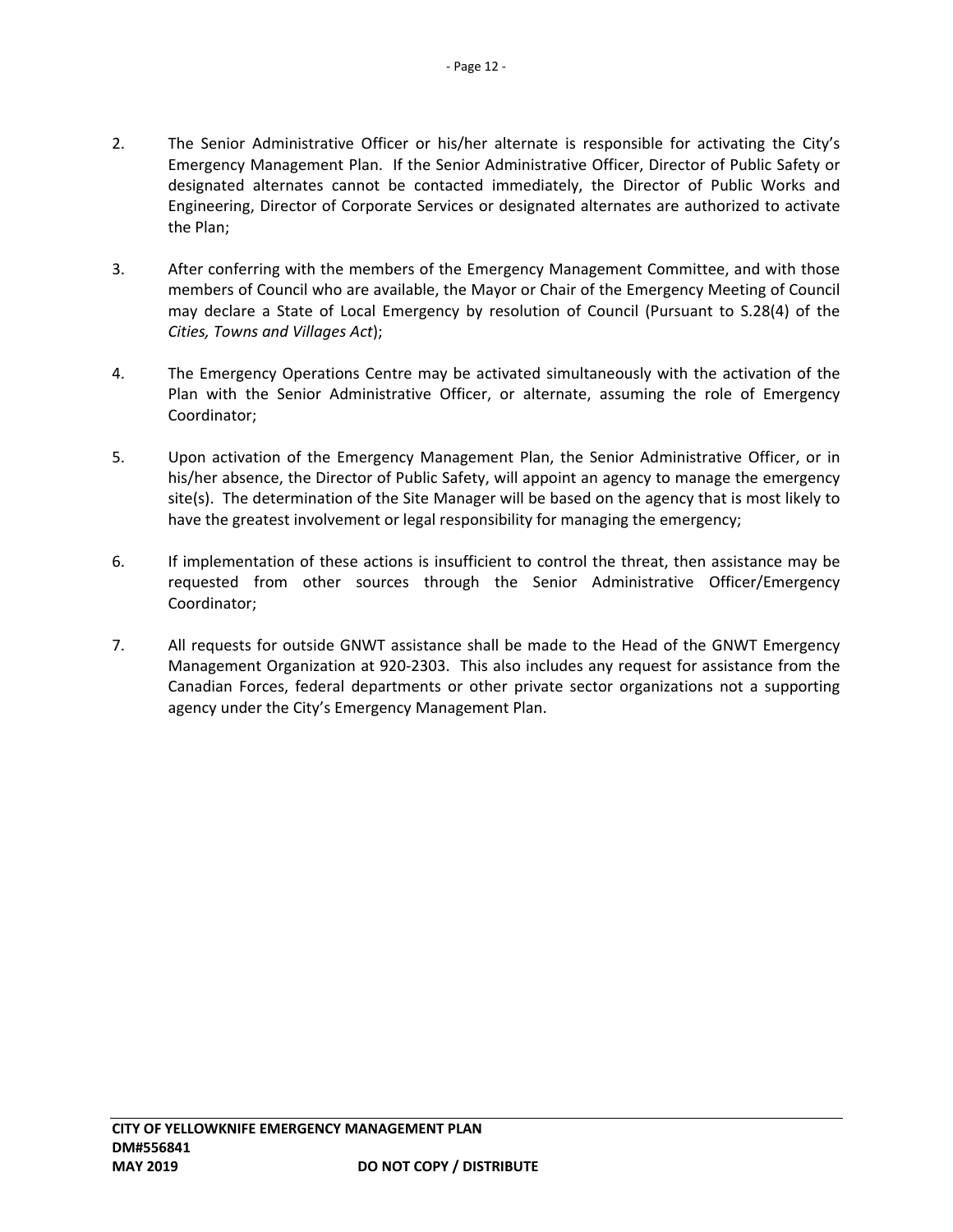2. The Senior Administrative Officer or his/her alternate is responsible for activating the City's Emergency Management Plan. If the Senior Administrative Officer, Director of Public Safety or designated alternates cannot be contacted immediately, the Director of Public Works and Engineering, Director of Corporate Services or designated alternates are authorized to activate the Plan;

3. After conferring with the members of the Emergency Management Committee, and with those members of Council who are available, the Mayor or Chair of the Emergency Meeting of Council may declare a State of Local Emergency by resolution of Council (Pursuant to S.28(4) of the *Cities, Towns and Villages Act*);

4. The Emergency Operations Centre may be activated simultaneously with the activation of the Plan with the Senior Administrative Officer, or alternate, assuming the role of Emergency Coordinator;

5. Upon activation of the Emergency Management Plan, the Senior Administrative Officer, or in his/her absence, the Director of Public Safety, will appoint an agency to manage the emergency site(s). The determination of the Site Manager will be based on the agency that is most likely to have the greatest involvement or legal responsibility for managing the emergency;

6. If implementation of these actions is insufficient to control the threat, then assistance may be requested from other sources through the Senior Administrative Officer/Emergency Coordinator;

7. All requests for outside GNWT assistance shall be made to the Head of the GNWT Emergency Management Organization at 920-2303. This also includes any request for assistance from the Canadian Forces, federal departments or other private sector organizations not a supporting agency under the City's Emergency Management Plan.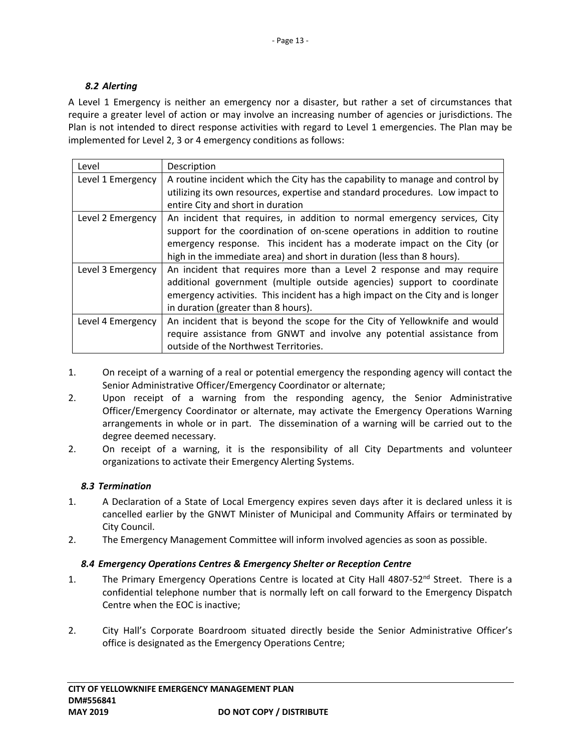### *8.2 Alerting*

A Level 1 Emergency is neither an emergency nor a disaster, but rather a set of circumstances that require a greater level of action or may involve an increasing number of agencies or jurisdictions. The Plan is not intended to direct response activities with regard to Level 1 emergencies. The Plan may be implemented for Level 2, 3 or 4 emergency conditions as follows:

| Level | Description |
|---|---|
| Level 1 Emergency | A routine incident which the City has the capability to manage and control by utilizing its own resources, expertise and standard procedures. Low impact to entire City and short in duration |
| Level 2 Emergency | An incident that requires, in addition to normal emergency services, City support for the coordination of on-scene operations in addition to routine emergency response. This incident has a moderate impact on the City (or high in the immediate area) and short in duration (less than 8 hours). |
| Level 3 Emergency | An incident that requires more than a Level 2 response and may require additional government (multiple outside agencies) support to coordinate emergency activities. This incident has a high impact on the City and is longer in duration (greater than 8 hours). |
| Level 4 Emergency | An incident that is beyond the scope for the City of Yellowknife and would require assistance from GNWT and involve any potential assistance from outside of the Northwest Territories. |

1. On receipt of a warning of a real or potential emergency the responding agency will contact the Senior Administrative Officer/Emergency Coordinator or alternate;
2. Upon receipt of a warning from the responding agency, the Senior Administrative Officer/Emergency Coordinator or alternate, may activate the Emergency Operations Warning arrangements in whole or in part. The dissemination of a warning will be carried out to the degree deemed necessary.
2. On receipt of a warning, it is the responsibility of all City Departments and volunteer organizations to activate their Emergency Alerting Systems.

### *8.3 Termination*

1. A Declaration of a State of Local Emergency expires seven days after it is declared unless it is cancelled earlier by the GNWT Minister of Municipal and Community Affairs or terminated by City Council.
2. The Emergency Management Committee will inform involved agencies as soon as possible.

### *8.4 Emergency Operations Centres & Emergency Shelter or Reception Centre*

1. The Primary Emergency Operations Centre is located at City Hall 4807-52nd Street. There is a confidential telephone number that is normally left on call forward to the Emergency Dispatch Centre when the EOC is inactive;

2. City Hall's Corporate Boardroom situated directly beside the Senior Administrative Officer's office is designated as the Emergency Operations Centre;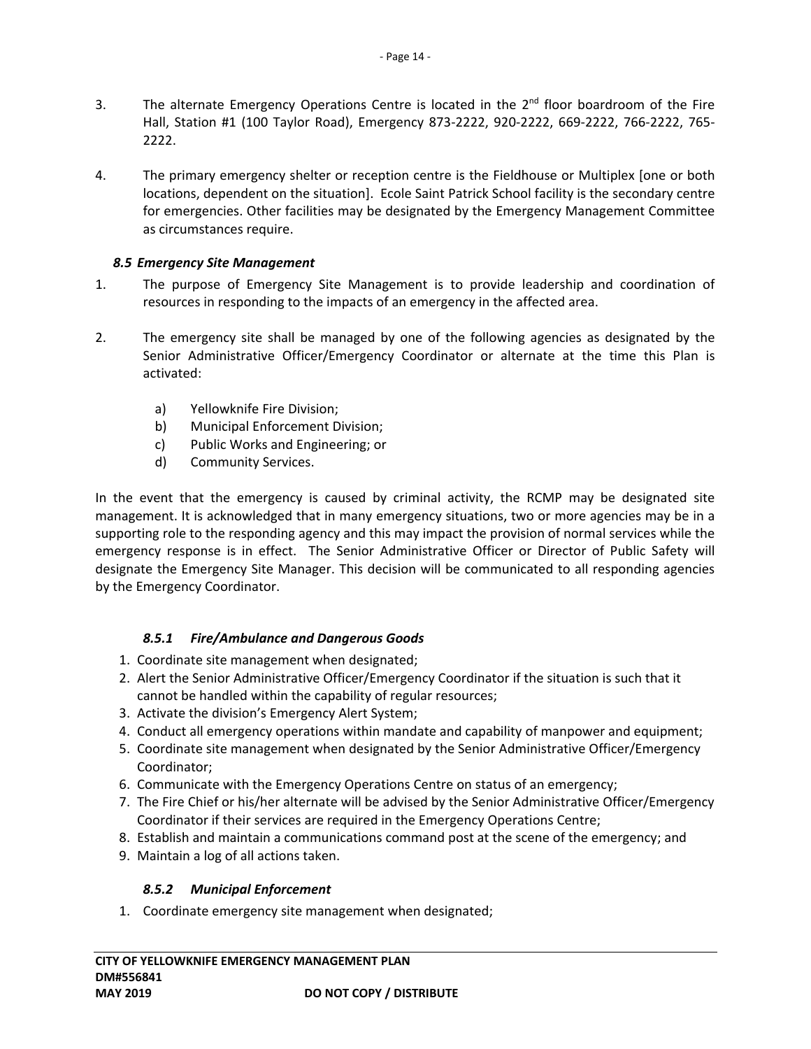3. The alternate Emergency Operations Centre is located in the 2nd floor boardroom of the Fire Hall, Station #1 (100 Taylor Road), Emergency 873-2222, 920-2222, 669-2222, 766-2222, 765-2222.

4. The primary emergency shelter or reception centre is the Fieldhouse or Multiplex [one or both locations, dependent on the situation]. Ecole Saint Patrick School facility is the secondary centre for emergencies. Other facilities may be designated by the Emergency Management Committee as circumstances require.

### *8.5 Emergency Site Management*

1. The purpose of Emergency Site Management is to provide leadership and coordination of resources in responding to the impacts of an emergency in the affected area.

2. The emergency site shall be managed by one of the following agencies as designated by the Senior Administrative Officer/Emergency Coordinator or alternate at the time this Plan is activated:

   a) Yellowknife Fire Division;
   b) Municipal Enforcement Division;
   c) Public Works and Engineering; or
   d) Community Services.

In the event that the emergency is caused by criminal activity, the RCMP may be designated site management. It is acknowledged that in many emergency situations, two or more agencies may be in a supporting role to the responding agency and this may impact the provision of normal services while the emergency response is in effect. The Senior Administrative Officer or Director of Public Safety will designate the Emergency Site Manager. This decision will be communicated to all responding agencies by the Emergency Coordinator.

#### *8.5.1 Fire/Ambulance and Dangerous Goods*

1. Coordinate site management when designated;
2. Alert the Senior Administrative Officer/Emergency Coordinator if the situation is such that it cannot be handled within the capability of regular resources;
3. Activate the division's Emergency Alert System;
4. Conduct all emergency operations within mandate and capability of manpower and equipment;
5. Coordinate site management when designated by the Senior Administrative Officer/Emergency Coordinator;
6. Communicate with the Emergency Operations Centre on status of an emergency;
7. The Fire Chief or his/her alternate will be advised by the Senior Administrative Officer/Emergency Coordinator if their services are required in the Emergency Operations Centre;
8. Establish and maintain a communications command post at the scene of the emergency; and
9. Maintain a log of all actions taken.

#### *8.5.2 Municipal Enforcement*

1. Coordinate emergency site management when designated;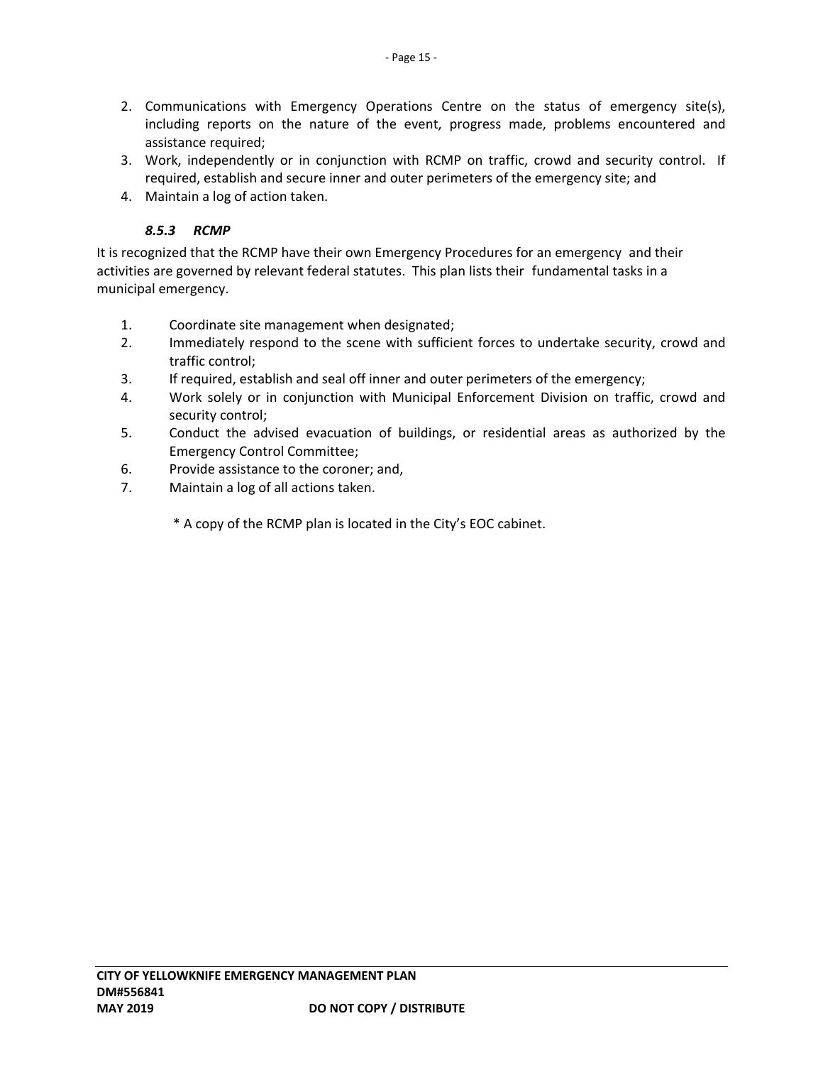2. Communications with Emergency Operations Centre on the status of emergency site(s), including reports on the nature of the event, progress made, problems encountered and assistance required;
3. Work, independently or in conjunction with RCMP on traffic, crowd and security control. If required, establish and secure inner and outer perimeters of the emergency site; and
4. Maintain a log of action taken.

#### *8.5.3 RCMP*

It is recognized that the RCMP have their own Emergency Procedures for an emergency and their activities are governed by relevant federal statutes. This plan lists their fundamental tasks in a municipal emergency.

1. Coordinate site management when designated;
2. Immediately respond to the scene with sufficient forces to undertake security, crowd and traffic control;
3. If required, establish and seal off inner and outer perimeters of the emergency;
4. Work solely or in conjunction with Municipal Enforcement Division on traffic, crowd and security control;
5. Conduct the advised evacuation of buildings, or residential areas as authorized by the Emergency Control Committee;
6. Provide assistance to the coroner; and,
7. Maintain a log of all actions taken.

\* A copy of the RCMP plan is located in the City's EOC cabinet.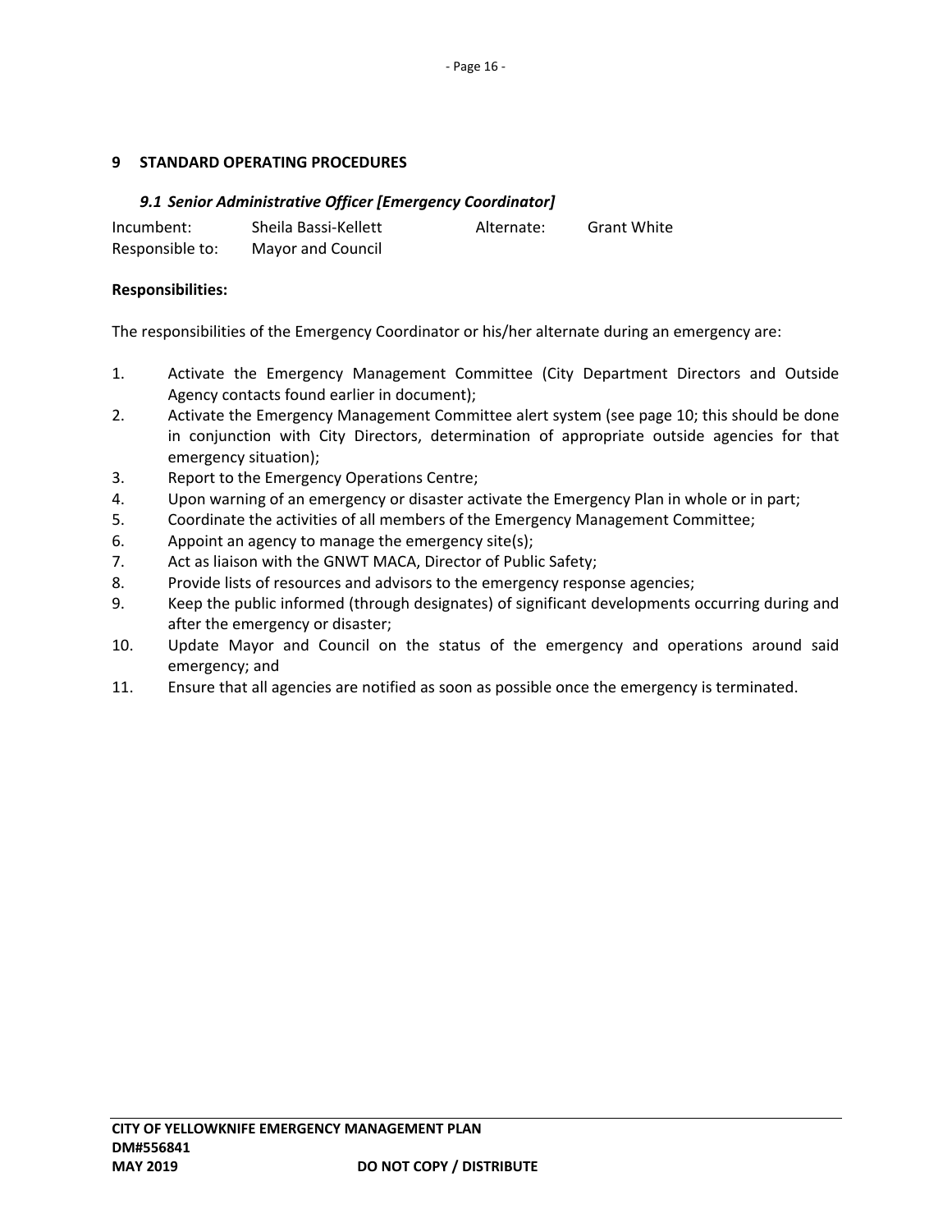## 9 STANDARD OPERATING PROCEDURES

### *9.1 Senior Administrative Officer [Emergency Coordinator]*

| | | | |
|---|---|---|---|
| Incumbent: | Sheila Bassi-Kellett | Alternate: | Grant White |
| Responsible to: | Mayor and Council | | |

**Responsibilities:**

The responsibilities of the Emergency Coordinator or his/her alternate during an emergency are:

1. Activate the Emergency Management Committee (City Department Directors and Outside Agency contacts found earlier in document);
2. Activate the Emergency Management Committee alert system (see page 10; this should be done in conjunction with City Directors, determination of appropriate outside agencies for that emergency situation);
3. Report to the Emergency Operations Centre;
4. Upon warning of an emergency or disaster activate the Emergency Plan in whole or in part;
5. Coordinate the activities of all members of the Emergency Management Committee;
6. Appoint an agency to manage the emergency site(s);
7. Act as liaison with the GNWT MACA, Director of Public Safety;
8. Provide lists of resources and advisors to the emergency response agencies;
9. Keep the public informed (through designates) of significant developments occurring during and after the emergency or disaster;
10. Update Mayor and Council on the status of the emergency and operations around said emergency; and
11. Ensure that all agencies are notified as soon as possible once the emergency is terminated.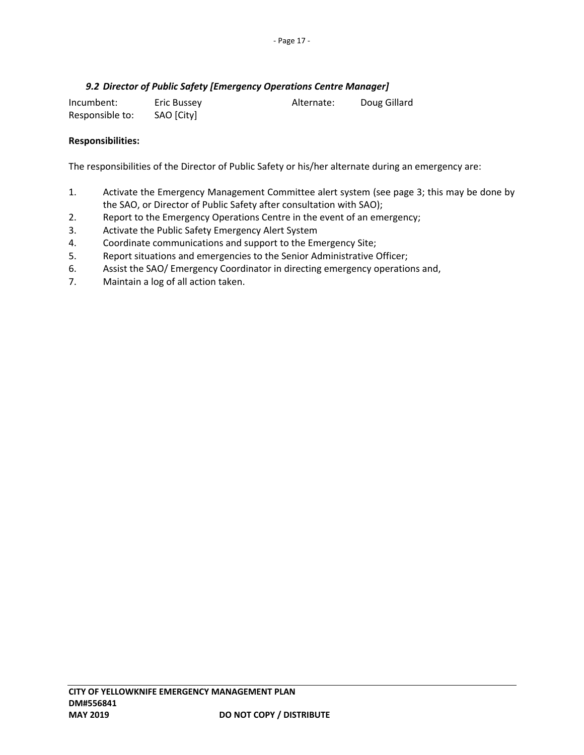### *9.2 Director of Public Safety [Emergency Operations Centre Manager]*

| Incumbent: | Eric Bussey | Alternate: | Doug Gillard |
|---|---|---|---|
| Responsible to: | SAO [City] | | |

**Responsibilities:**

The responsibilities of the Director of Public Safety or his/her alternate during an emergency are:

1. Activate the Emergency Management Committee alert system (see page 3; this may be done by the SAO, or Director of Public Safety after consultation with SAO);
2. Report to the Emergency Operations Centre in the event of an emergency;
3. Activate the Public Safety Emergency Alert System
4. Coordinate communications and support to the Emergency Site;
5. Report situations and emergencies to the Senior Administrative Officer;
6. Assist the SAO/ Emergency Coordinator in directing emergency operations and,
7. Maintain a log of all action taken.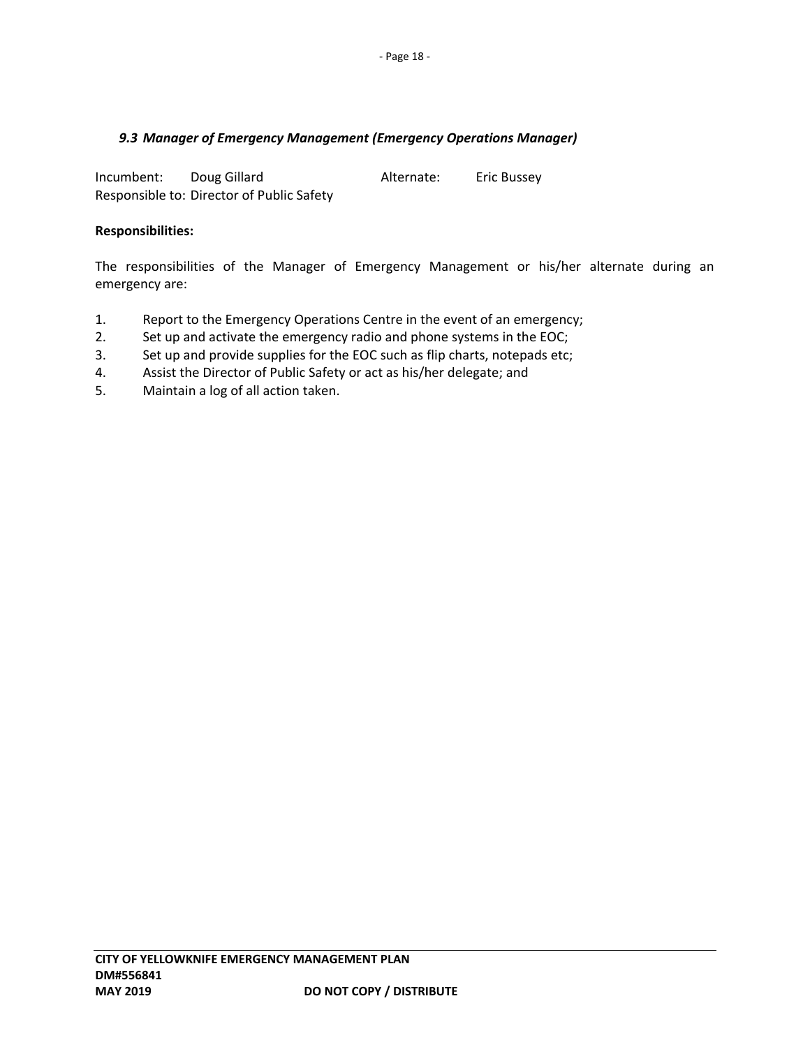### *9.3 Manager of Emergency Management (Emergency Operations Manager)*

Incumbent: Doug Gillard Alternate: Eric Bussey
Responsible to: Director of Public Safety

**Responsibilities:**

The responsibilities of the Manager of Emergency Management or his/her alternate during an emergency are:

1. Report to the Emergency Operations Centre in the event of an emergency;
2. Set up and activate the emergency radio and phone systems in the EOC;
3. Set up and provide supplies for the EOC such as flip charts, notepads etc;
4. Assist the Director of Public Safety or act as his/her delegate; and
5. Maintain a log of all action taken.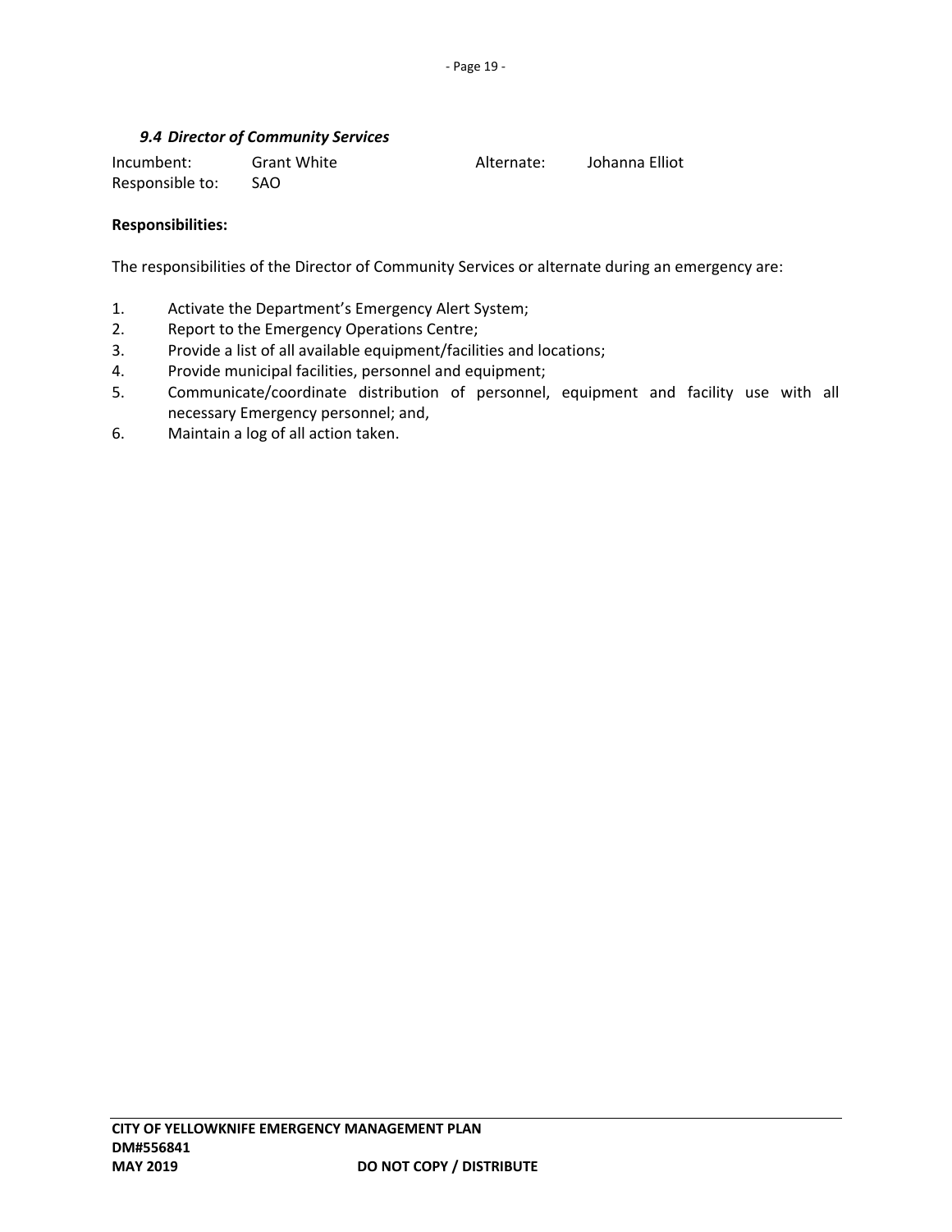### *9.4 Director of Community Services*

| Incumbent: | Grant White | Alternate: | Johanna Elliot |
| --- | --- | --- | --- |
| Responsible to: | SAO | | |

**Responsibilities:**

The responsibilities of the Director of Community Services or alternate during an emergency are:

1. Activate the Department's Emergency Alert System;
2. Report to the Emergency Operations Centre;
3. Provide a list of all available equipment/facilities and locations;
4. Provide municipal facilities, personnel and equipment;
5. Communicate/coordinate distribution of personnel, equipment and facility use with all necessary Emergency personnel; and,
6. Maintain a log of all action taken.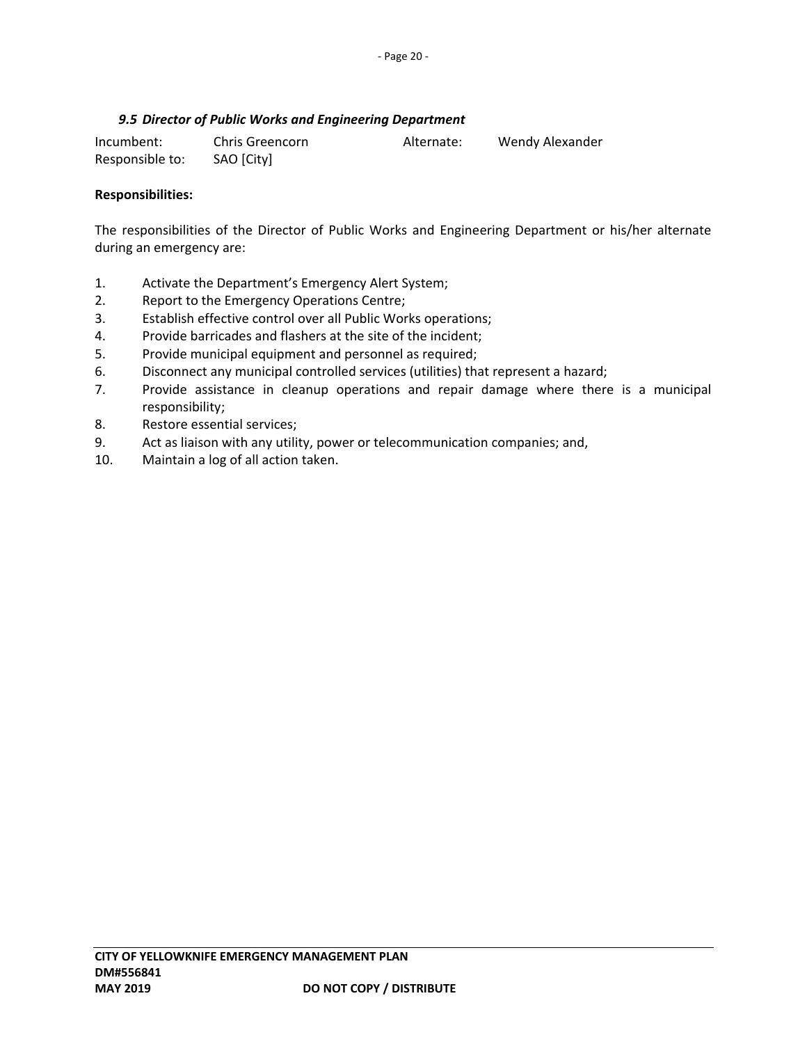### *9.5 Director of Public Works and Engineering Department*

| | | | |
|---|---|---|---|
| Incumbent: | Chris Greencorn | Alternate: | Wendy Alexander |
| Responsible to: | SAO [City] | | |

**Responsibilities:**

The responsibilities of the Director of Public Works and Engineering Department or his/her alternate during an emergency are:

1. Activate the Department's Emergency Alert System;
2. Report to the Emergency Operations Centre;
3. Establish effective control over all Public Works operations;
4. Provide barricades and flashers at the site of the incident;
5. Provide municipal equipment and personnel as required;
6. Disconnect any municipal controlled services (utilities) that represent a hazard;
7. Provide assistance in cleanup operations and repair damage where there is a municipal responsibility;
8. Restore essential services;
9. Act as liaison with any utility, power or telecommunication companies; and,
10. Maintain a log of all action taken.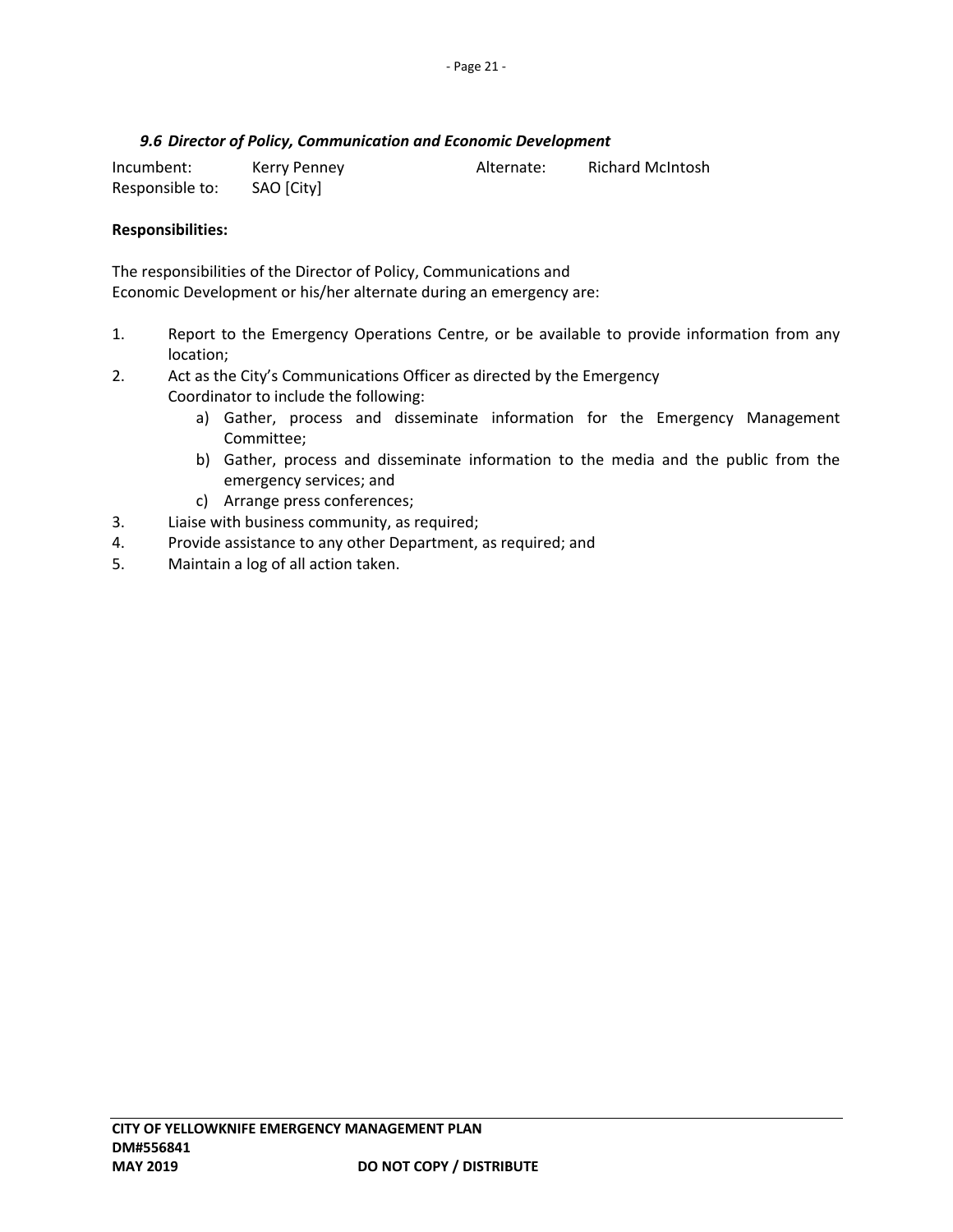### *9.6 Director of Policy, Communication and Economic Development*

| | | | |
|---|---|---|---|
| Incumbent: | Kerry Penney | Alternate: | Richard McIntosh |
| Responsible to: | SAO [City] | | |

**Responsibilities:**

The responsibilities of the Director of Policy, Communications and Economic Development or his/her alternate during an emergency are:

1. Report to the Emergency Operations Centre, or be available to provide information from any location;
2. Act as the City's Communications Officer as directed by the Emergency Coordinator to include the following:
   a) Gather, process and disseminate information for the Emergency Management Committee;
   b) Gather, process and disseminate information to the media and the public from the emergency services; and
   c) Arrange press conferences;
3. Liaise with business community, as required;
4. Provide assistance to any other Department, as required; and
5. Maintain a log of all action taken.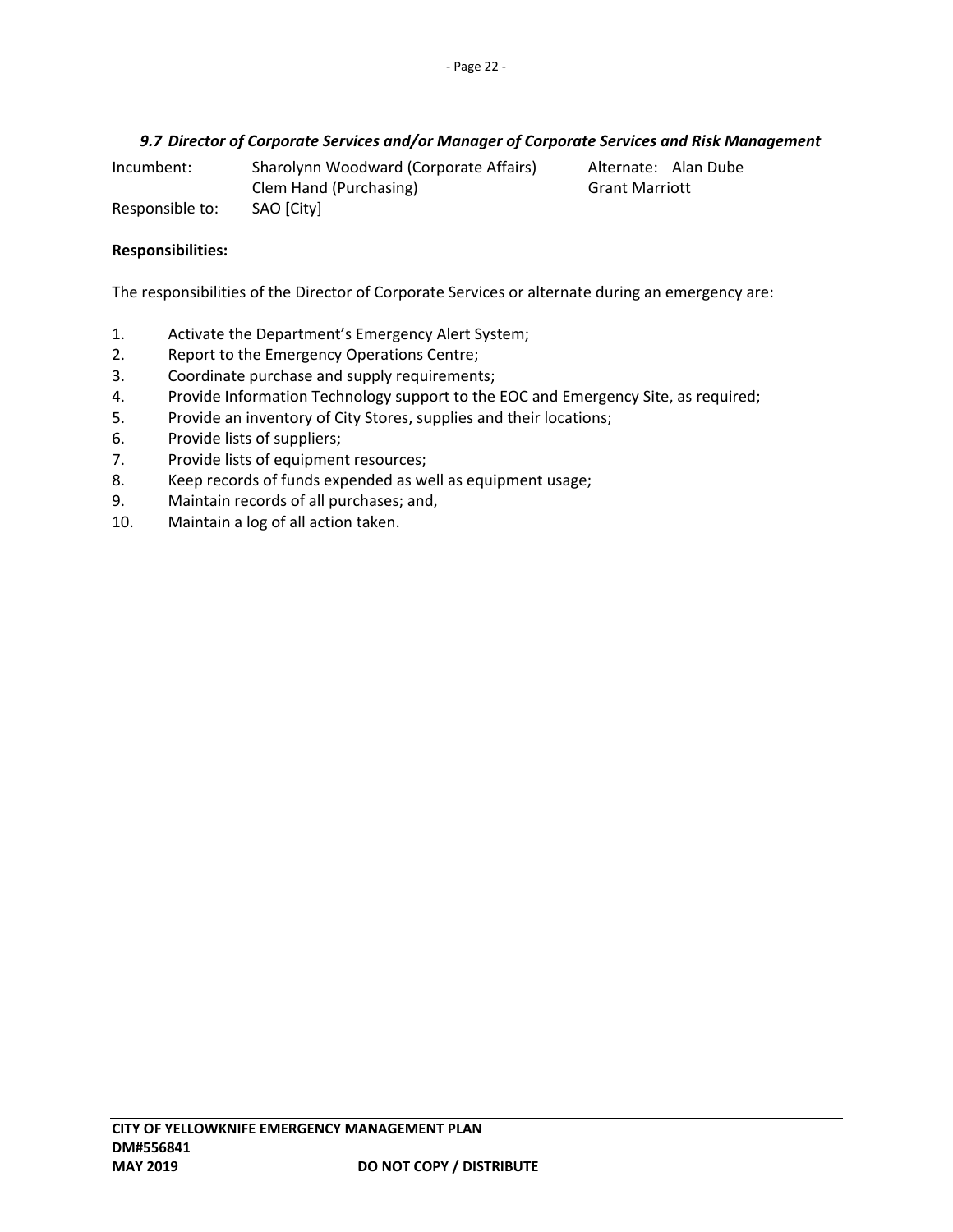### *9.7 Director of Corporate Services and/or Manager of Corporate Services and Risk Management*

| | | |
|---|---|---|
| Incumbent: | Sharolynn Woodward (Corporate Affairs) | Alternate: Alan Dube |
| | Clem Hand (Purchasing) | Grant Marriott |
| Responsible to: | SAO [City] | |

**Responsibilities:**

The responsibilities of the Director of Corporate Services or alternate during an emergency are:

1. Activate the Department's Emergency Alert System;
2. Report to the Emergency Operations Centre;
3. Coordinate purchase and supply requirements;
4. Provide Information Technology support to the EOC and Emergency Site, as required;
5. Provide an inventory of City Stores, supplies and their locations;
6. Provide lists of suppliers;
7. Provide lists of equipment resources;
8. Keep records of funds expended as well as equipment usage;
9. Maintain records of all purchases; and,
10. Maintain a log of all action taken.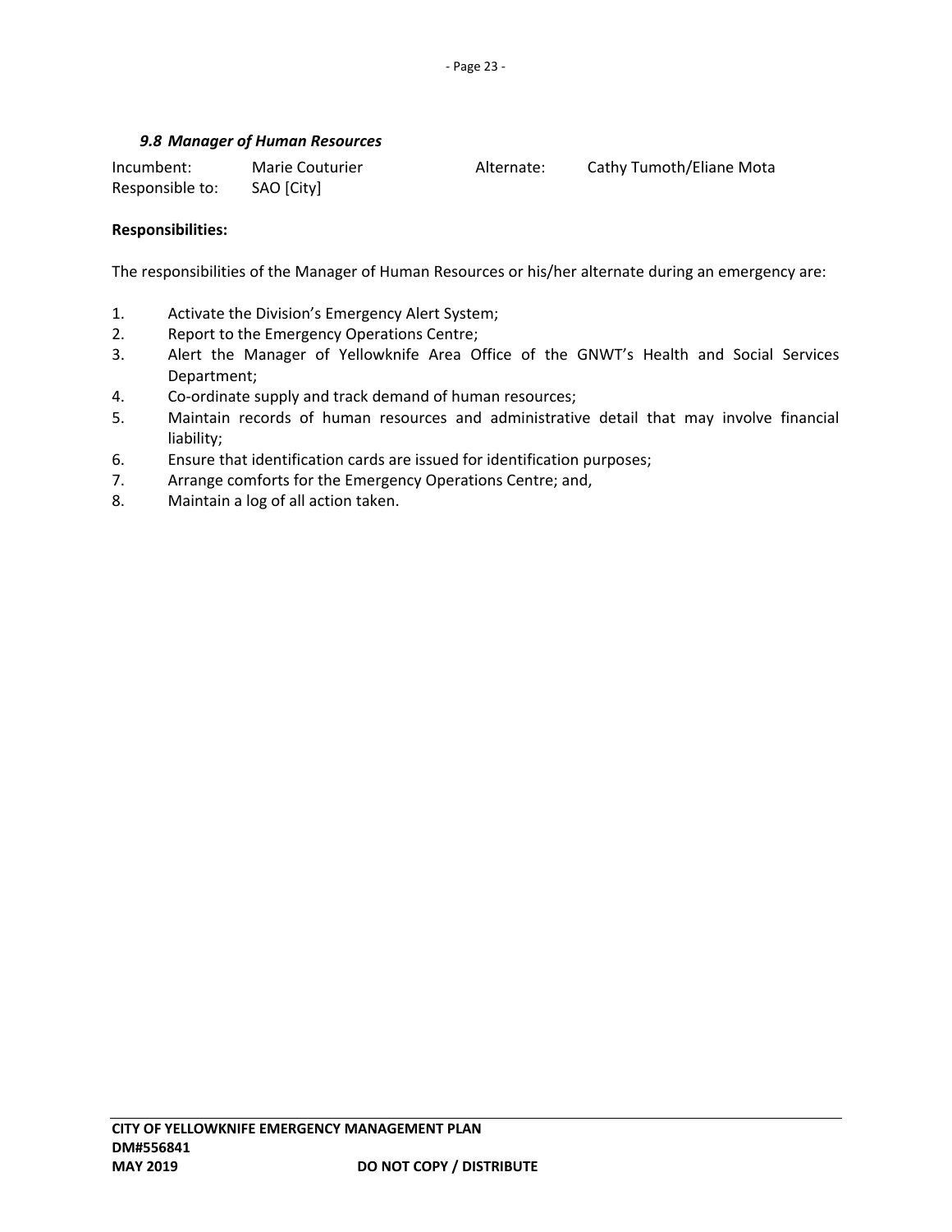### *9.8 Manager of Human Resources*

| | | | |
|---|---|---|---|
| Incumbent: | Marie Couturier | Alternate: | Cathy Tumoth/Eliane Mota |
| Responsible to: | SAO [City] | | |

**Responsibilities:**

The responsibilities of the Manager of Human Resources or his/her alternate during an emergency are:

1. Activate the Division's Emergency Alert System;
2. Report to the Emergency Operations Centre;
3. Alert the Manager of Yellowknife Area Office of the GNWT's Health and Social Services Department;
4. Co-ordinate supply and track demand of human resources;
5. Maintain records of human resources and administrative detail that may involve financial liability;
6. Ensure that identification cards are issued for identification purposes;
7. Arrange comforts for the Emergency Operations Centre; and,
8. Maintain a log of all action taken.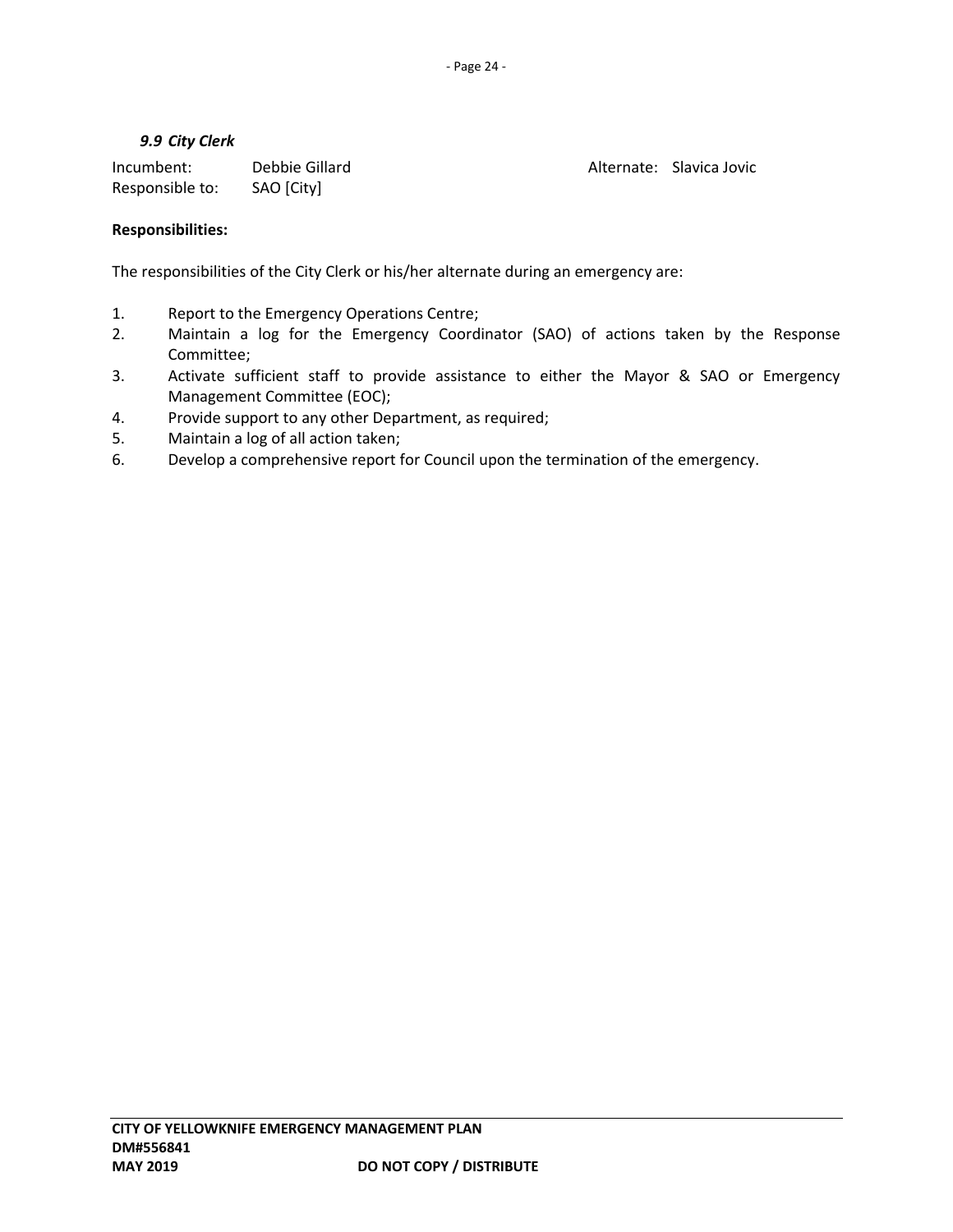### *9.9 City Clerk*

Incumbent: Debbie Gillard Alternate: Slavica Jovic
Responsible to: SAO [City]

**Responsibilities:**

The responsibilities of the City Clerk or his/her alternate during an emergency are:

1. Report to the Emergency Operations Centre;
2. Maintain a log for the Emergency Coordinator (SAO) of actions taken by the Response Committee;
3. Activate sufficient staff to provide assistance to either the Mayor & SAO or Emergency Management Committee (EOC);
4. Provide support to any other Department, as required;
5. Maintain a log of all action taken;
6. Develop a comprehensive report for Council upon the termination of the emergency.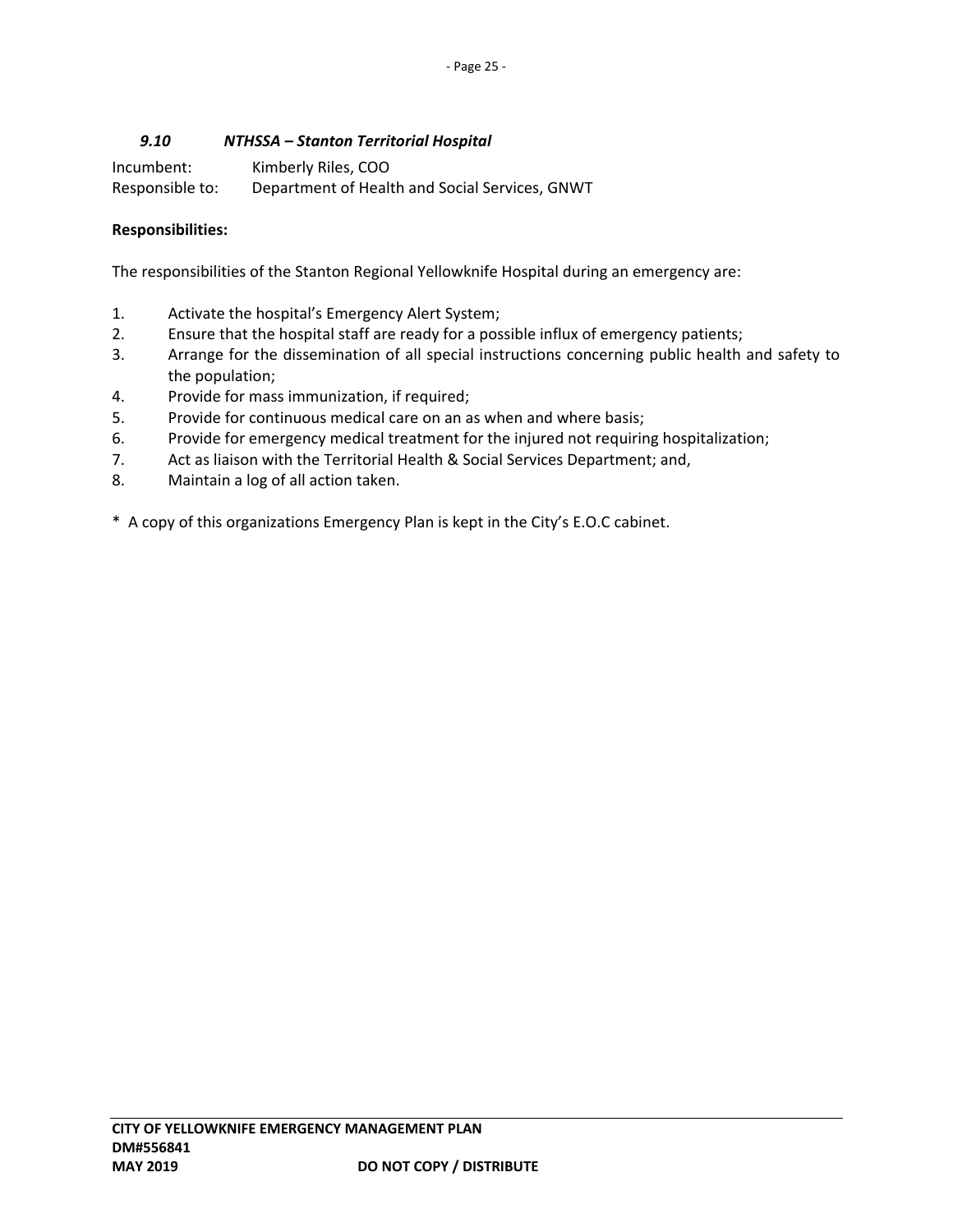### *9.10 NTHSSA – Stanton Territorial Hospital*

Incumbent: Kimberly Riles, COO
Responsible to: Department of Health and Social Services, GNWT

**Responsibilities:**

The responsibilities of the Stanton Regional Yellowknife Hospital during an emergency are:

1. Activate the hospital's Emergency Alert System;
2. Ensure that the hospital staff are ready for a possible influx of emergency patients;
3. Arrange for the dissemination of all special instructions concerning public health and safety to the population;
4. Provide for mass immunization, if required;
5. Provide for continuous medical care on an as when and where basis;
6. Provide for emergency medical treatment for the injured not requiring hospitalization;
7. Act as liaison with the Territorial Health & Social Services Department; and,
8. Maintain a log of all action taken.

\* A copy of this organizations Emergency Plan is kept in the City's E.O.C cabinet.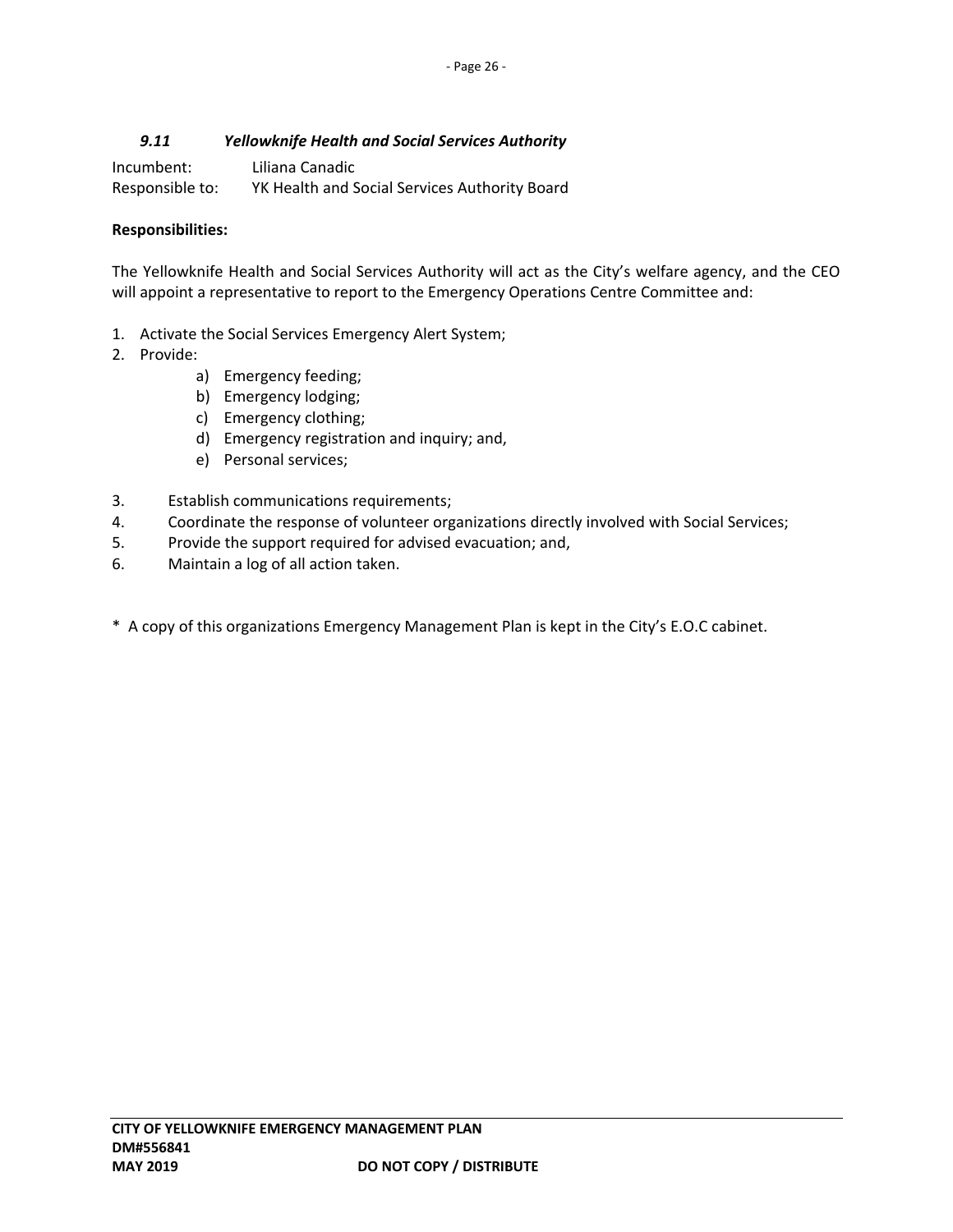### *9.11 Yellowknife Health and Social Services Authority*

Incumbent: Liliana Canadic
Responsible to: YK Health and Social Services Authority Board

**Responsibilities:**

The Yellowknife Health and Social Services Authority will act as the City's welfare agency, and the CEO will appoint a representative to report to the Emergency Operations Centre Committee and:

1. Activate the Social Services Emergency Alert System;
2. Provide:
   a) Emergency feeding;
   b) Emergency lodging;
   c) Emergency clothing;
   d) Emergency registration and inquiry; and,
   e) Personal services;
3. Establish communications requirements;
4. Coordinate the response of volunteer organizations directly involved with Social Services;
5. Provide the support required for advised evacuation; and,
6. Maintain a log of all action taken.

\* A copy of this organizations Emergency Management Plan is kept in the City's E.O.C cabinet.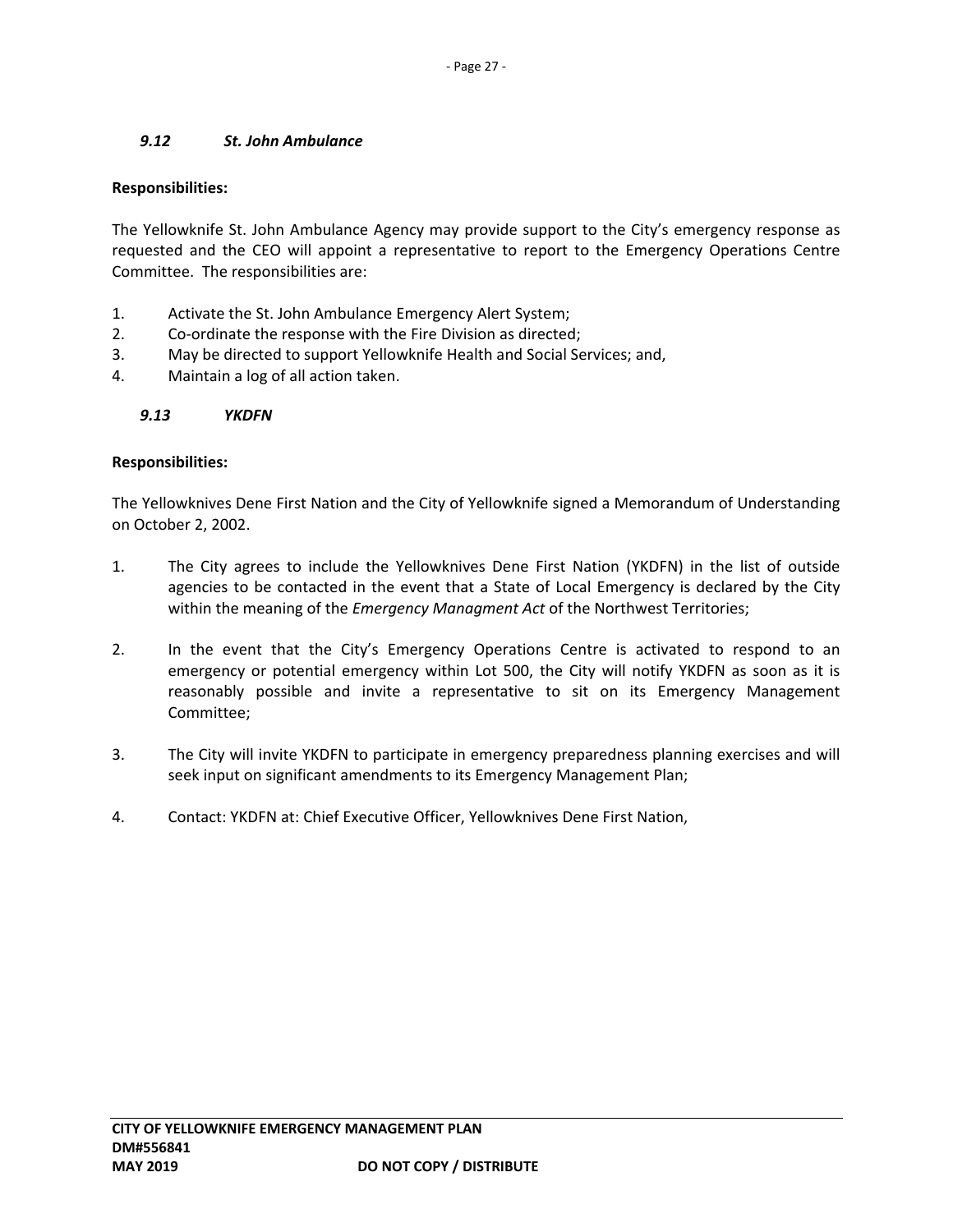### *9.12 St. John Ambulance*

**Responsibilities:**

The Yellowknife St. John Ambulance Agency may provide support to the City's emergency response as requested and the CEO will appoint a representative to report to the Emergency Operations Centre Committee. The responsibilities are:

1. Activate the St. John Ambulance Emergency Alert System;
2. Co-ordinate the response with the Fire Division as directed;
3. May be directed to support Yellowknife Health and Social Services; and,
4. Maintain a log of all action taken.

### *9.13 YKDFN*

**Responsibilities:**

The Yellowknives Dene First Nation and the City of Yellowknife signed a Memorandum of Understanding on October 2, 2002.

1. The City agrees to include the Yellowknives Dene First Nation (YKDFN) in the list of outside agencies to be contacted in the event that a State of Local Emergency is declared by the City within the meaning of the *Emergency Managment Act* of the Northwest Territories;

2. In the event that the City's Emergency Operations Centre is activated to respond to an emergency or potential emergency within Lot 500, the City will notify YKDFN as soon as it is reasonably possible and invite a representative to sit on its Emergency Management Committee;

3. The City will invite YKDFN to participate in emergency preparedness planning exercises and will seek input on significant amendments to its Emergency Management Plan;

4. Contact: YKDFN at: Chief Executive Officer, Yellowknives Dene First Nation,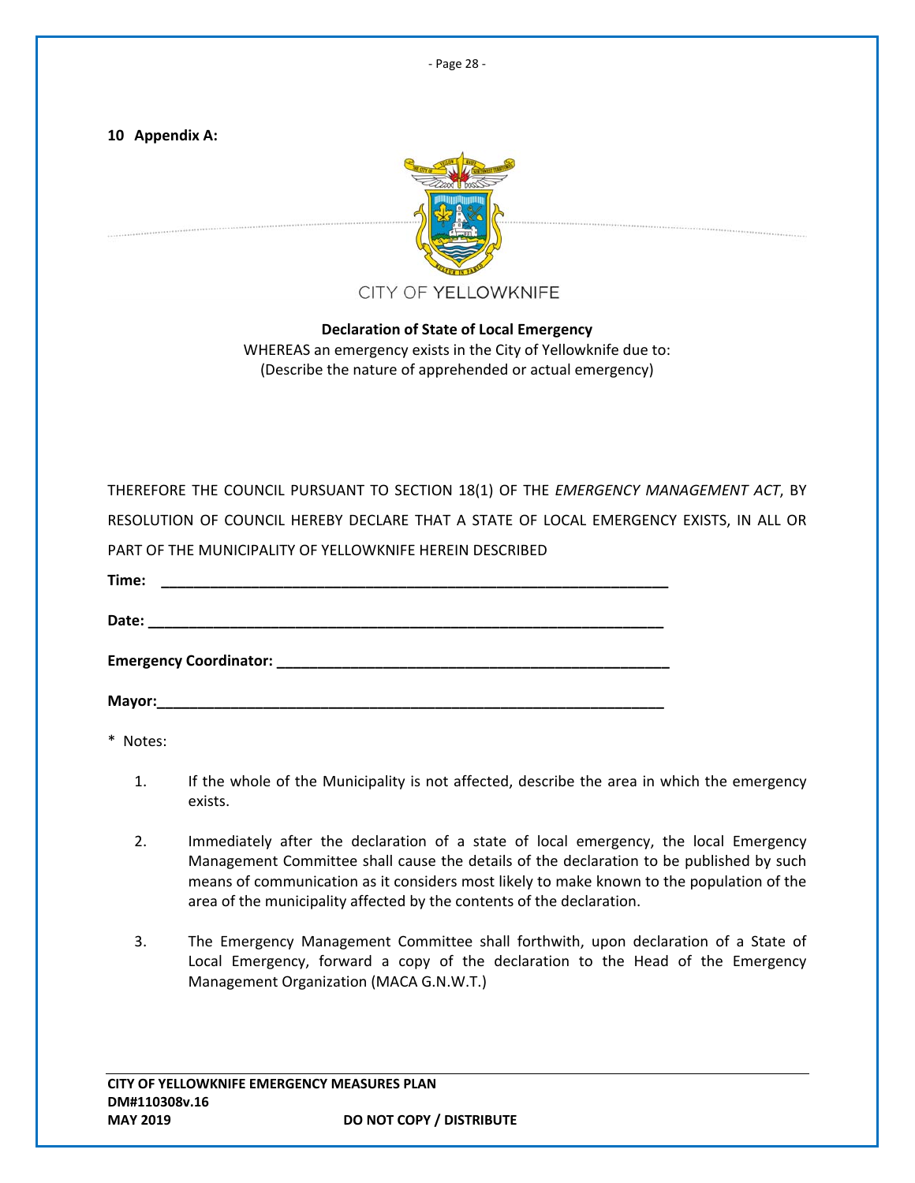## 10 Appendix A:

CITY OF YELLOWKNIFE

**Declaration of State of Local Emergency**

WHEREAS an emergency exists in the City of Yellowknife due to:
(Describe the nature of apprehended or actual emergency)

THEREFORE THE COUNCIL PURSUANT TO SECTION 18(1) OF THE *EMERGENCY MANAGEMENT ACT*, BY RESOLUTION OF COUNCIL HEREBY DECLARE THAT A STATE OF LOCAL EMERGENCY EXISTS, IN ALL OR PART OF THE MUNICIPALITY OF YELLOWKNIFE HEREIN DESCRIBED

**Time:** ________________________________________________

**Date:** ________________________________________________

**Emergency Coordinator:** ________________________________

**Mayor:**________________________________________________

* Notes:

1. If the whole of the Municipality is not affected, describe the area in which the emergency exists.
2. Immediately after the declaration of a state of local emergency, the local Emergency Management Committee shall cause the details of the declaration to be published by such means of communication as it considers most likely to make known to the population of the area of the municipality affected by the contents of the declaration.
3. The Emergency Management Committee shall forthwith, upon declaration of a State of Local Emergency, forward a copy of the declaration to the Head of the Emergency Management Organization (MACA G.N.W.T.)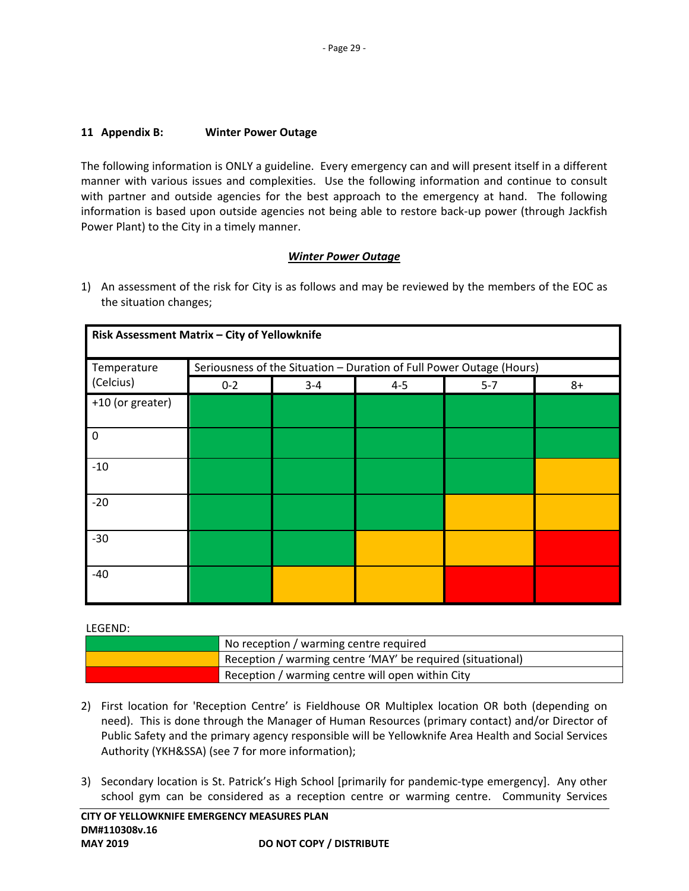## 11 Appendix B: Winter Power Outage

The following information is ONLY a guideline. Every emergency can and will present itself in a different manner with various issues and complexities. Use the following information and continue to consult with partner and outside agencies for the best approach to the emergency at hand. The following information is based upon outside agencies not being able to restore back-up power (through Jackfish Power Plant) to the City in a timely manner.

***Winter Power Outage***

1) An assessment of the risk for City is as follows and may be reviewed by the members of the EOC as the situation changes;

**Risk Assessment Matrix – City of Yellowknife**

| Temperature (Celcius) | Seriousness of the Situation – Duration of Full Power Outage (Hours) | | | | |
|---|---|---|---|---|---|
| | 0-2 | 3-4 | 4-5 | 5-7 | 8+ |
| +10 (or greater) | Green | Green | Green | Green | Green |
| 0 | Green | Green | Green | Green | Green |
| -10 | Green | Green | Green | Green | Yellow |
| -20 | Green | Green | Green | Yellow | Yellow |
| -30 | Green | Green | Yellow | Yellow | Red |
| -40 | Green | Yellow | Yellow | Red | Red |

LEGEND:

| | |
|---|---|
| Green | No reception / warming centre required |
| Yellow | Reception / warming centre 'MAY' be required (situational) |
| Red | Reception / warming centre will open within City |

2) First location for 'Reception Centre' is Fieldhouse OR Multiplex location OR both (depending on need). This is done through the Manager of Human Resources (primary contact) and/or Director of Public Safety and the primary agency responsible will be Yellowknife Area Health and Social Services Authority (YKH&SSA) (see 7 for more information);

3) Secondary location is St. Patrick's High School [primarily for pandemic-type emergency]. Any other school gym can be considered as a reception centre or warming centre. Community Services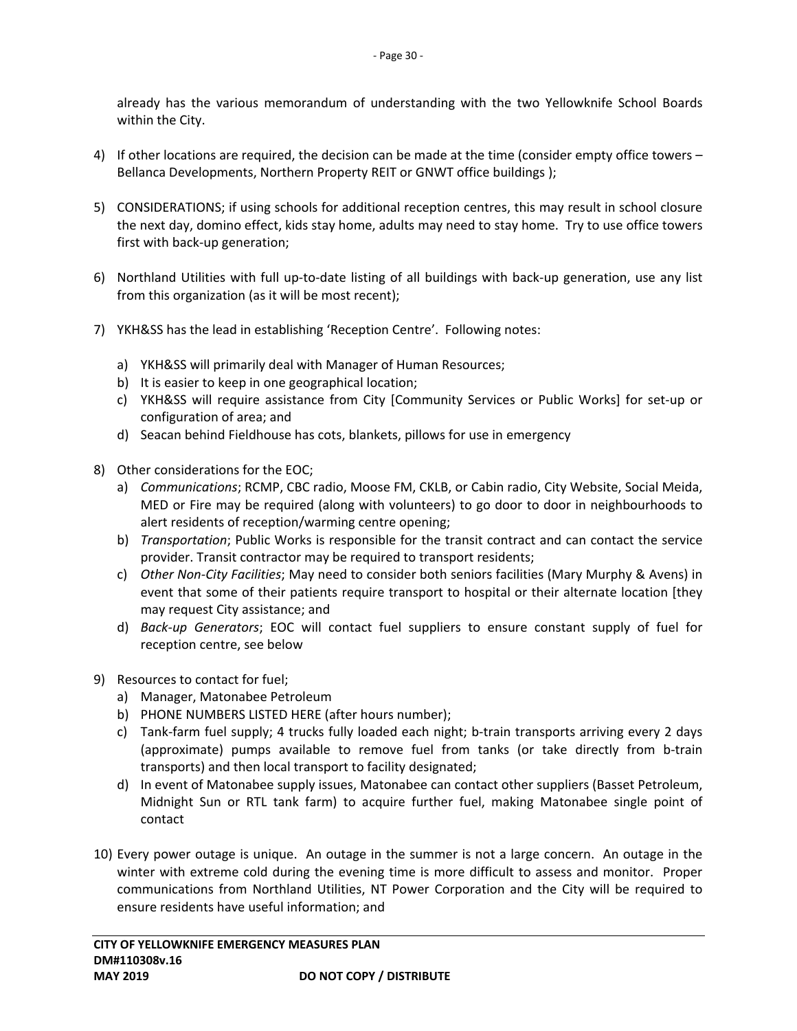already has the various memorandum of understanding with the two Yellowknife School Boards within the City.

4) If other locations are required, the decision can be made at the time (consider empty office towers – Bellanca Developments, Northern Property REIT or GNWT office buildings );

5) CONSIDERATIONS; if using schools for additional reception centres, this may result in school closure the next day, domino effect, kids stay home, adults may need to stay home. Try to use office towers first with back-up generation;

6) Northland Utilities with full up-to-date listing of all buildings with back-up generation, use any list from this organization (as it will be most recent);

7) YKH&SS has the lead in establishing 'Reception Centre'. Following notes:

   a) YKH&SS will primarily deal with Manager of Human Resources;
   b) It is easier to keep in one geographical location;
   c) YKH&SS will require assistance from City [Community Services or Public Works] for set-up or configuration of area; and
   d) Seacan behind Fieldhouse has cots, blankets, pillows for use in emergency

8) Other considerations for the EOC;
   a) *Communications*; RCMP, CBC radio, Moose FM, CKLB, or Cabin radio, City Website, Social Meida, MED or Fire may be required (along with volunteers) to go door to door in neighbourhoods to alert residents of reception/warming centre opening;
   b) *Transportation*; Public Works is responsible for the transit contract and can contact the service provider. Transit contractor may be required to transport residents;
   c) *Other Non-City Facilities*; May need to consider both seniors facilities (Mary Murphy & Avens) in event that some of their patients require transport to hospital or their alternate location [they may request City assistance; and
   d) *Back-up Generators*; EOC will contact fuel suppliers to ensure constant supply of fuel for reception centre, see below

9) Resources to contact for fuel;
   a) Manager, Matonabee Petroleum
   b) PHONE NUMBERS LISTED HERE (after hours number);
   c) Tank-farm fuel supply; 4 trucks fully loaded each night; b-train transports arriving every 2 days (approximate) pumps available to remove fuel from tanks (or take directly from b-train transports) and then local transport to facility designated;
   d) In event of Matonabee supply issues, Matonabee can contact other suppliers (Basset Petroleum, Midnight Sun or RTL tank farm) to acquire further fuel, making Matonabee single point of contact

10) Every power outage is unique. An outage in the summer is not a large concern. An outage in the winter with extreme cold during the evening time is more difficult to assess and monitor. Proper communications from Northland Utilities, NT Power Corporation and the City will be required to ensure residents have useful information; and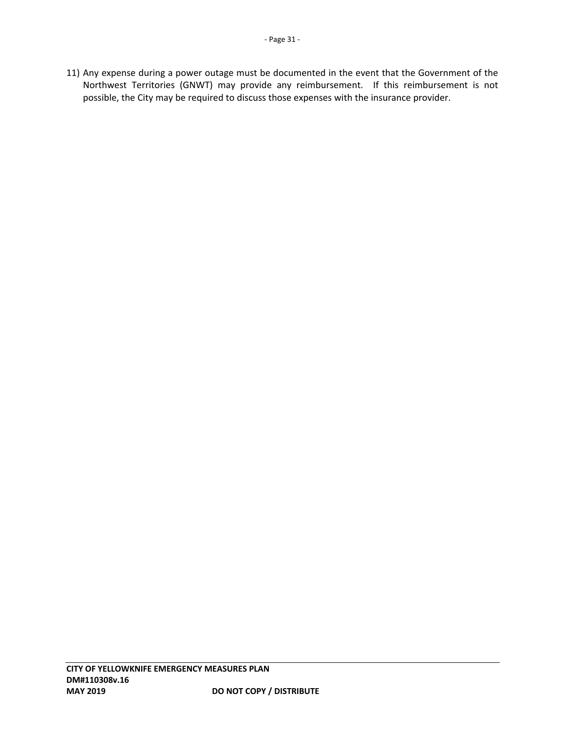11) Any expense during a power outage must be documented in the event that the Government of the Northwest Territories (GNWT) may provide any reimbursement. If this reimbursement is not possible, the City may be required to discuss those expenses with the insurance provider.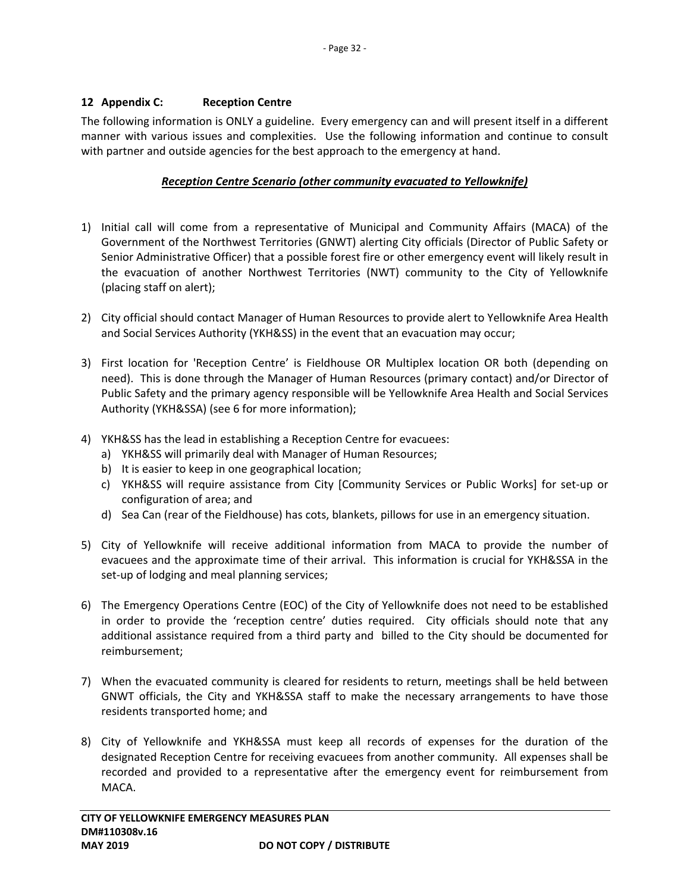## 12 Appendix C: Reception Centre

The following information is ONLY a guideline. Every emergency can and will present itself in a different manner with various issues and complexities. Use the following information and continue to consult with partner and outside agencies for the best approach to the emergency at hand.

***Reception Centre Scenario (other community evacuated to Yellowknife)***

1) Initial call will come from a representative of Municipal and Community Affairs (MACA) of the Government of the Northwest Territories (GNWT) alerting City officials (Director of Public Safety or Senior Administrative Officer) that a possible forest fire or other emergency event will likely result in the evacuation of another Northwest Territories (NWT) community to the City of Yellowknife (placing staff on alert);

2) City official should contact Manager of Human Resources to provide alert to Yellowknife Area Health and Social Services Authority (YKH&SS) in the event that an evacuation may occur;

3) First location for 'Reception Centre' is Fieldhouse OR Multiplex location OR both (depending on need). This is done through the Manager of Human Resources (primary contact) and/or Director of Public Safety and the primary agency responsible will be Yellowknife Area Health and Social Services Authority (YKH&SSA) (see 6 for more information);

4) YKH&SS has the lead in establishing a Reception Centre for evacuees:
   a) YKH&SS will primarily deal with Manager of Human Resources;
   b) It is easier to keep in one geographical location;
   c) YKH&SS will require assistance from City [Community Services or Public Works] for set-up or configuration of area; and
   d) Sea Can (rear of the Fieldhouse) has cots, blankets, pillows for use in an emergency situation.

5) City of Yellowknife will receive additional information from MACA to provide the number of evacuees and the approximate time of their arrival. This information is crucial for YKH&SSA in the set-up of lodging and meal planning services;

6) The Emergency Operations Centre (EOC) of the City of Yellowknife does not need to be established in order to provide the 'reception centre' duties required. City officials should note that any additional assistance required from a third party and billed to the City should be documented for reimbursement;

7) When the evacuated community is cleared for residents to return, meetings shall be held between GNWT officials, the City and YKH&SSA staff to make the necessary arrangements to have those residents transported home; and

8) City of Yellowknife and YKH&SSA must keep all records of expenses for the duration of the designated Reception Centre for receiving evacuees from another community. All expenses shall be recorded and provided to a representative after the emergency event for reimbursement from MACA.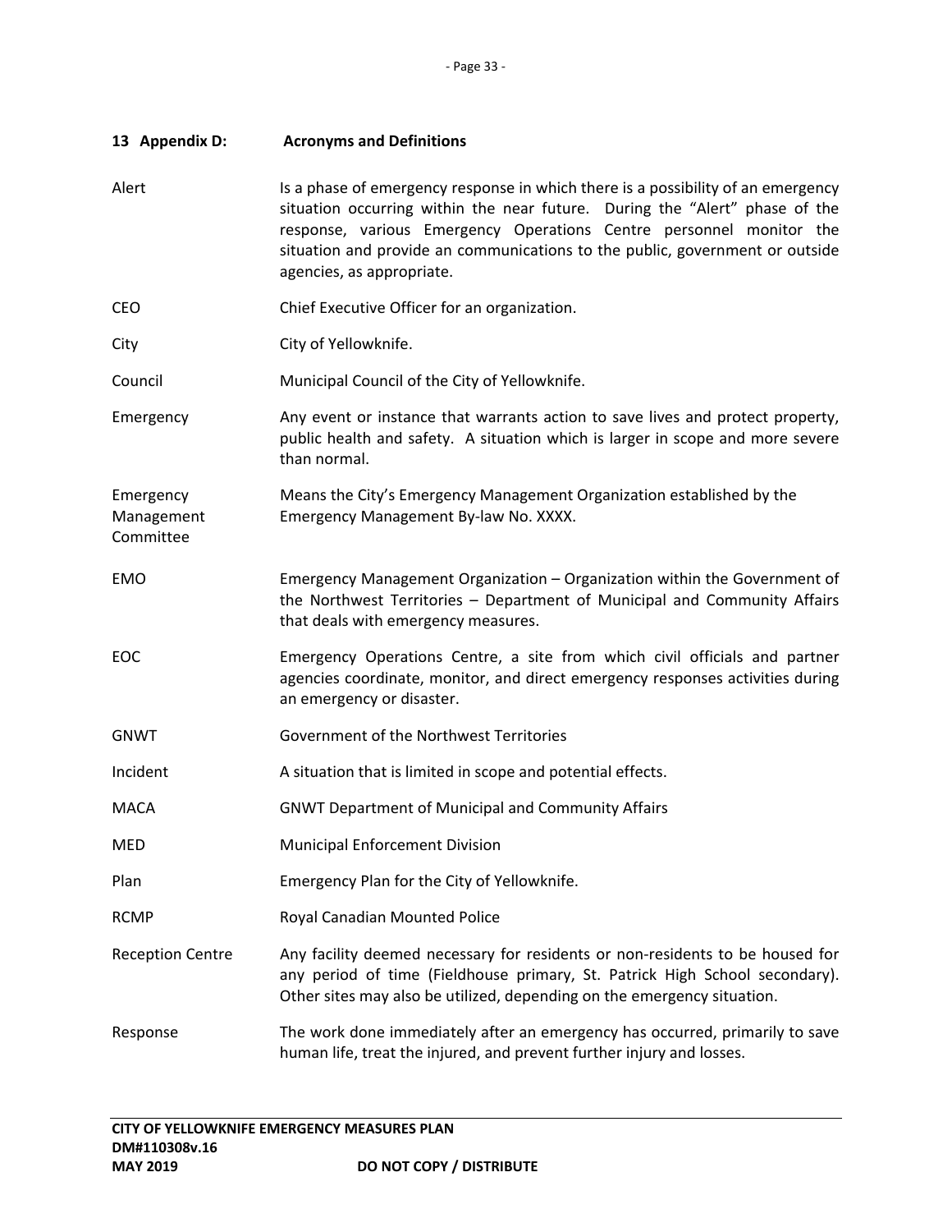## 13 Appendix D: Acronyms and Definitions

| | |
|---|---|
| Alert | Is a phase of emergency response in which there is a possibility of an emergency situation occurring within the near future. During the "Alert" phase of the response, various Emergency Operations Centre personnel monitor the situation and provide an communications to the public, government or outside agencies, as appropriate. |
| CEO | Chief Executive Officer for an organization. |
| City | City of Yellowknife. |
| Council | Municipal Council of the City of Yellowknife. |
| Emergency | Any event or instance that warrants action to save lives and protect property, public health and safety. A situation which is larger in scope and more severe than normal. |
| Emergency Management Committee | Means the City's Emergency Management Organization established by the Emergency Management By-law No. XXXX. |
| EMO | Emergency Management Organization – Organization within the Government of the Northwest Territories – Department of Municipal and Community Affairs that deals with emergency measures. |
| EOC | Emergency Operations Centre, a site from which civil officials and partner agencies coordinate, monitor, and direct emergency responses activities during an emergency or disaster. |
| GNWT | Government of the Northwest Territories |
| Incident | A situation that is limited in scope and potential effects. |
| MACA | GNWT Department of Municipal and Community Affairs |
| MED | Municipal Enforcement Division |
| Plan | Emergency Plan for the City of Yellowknife. |
| RCMP | Royal Canadian Mounted Police |
| Reception Centre | Any facility deemed necessary for residents or non-residents to be housed for any period of time (Fieldhouse primary, St. Patrick High School secondary). Other sites may also be utilized, depending on the emergency situation. |
| Response | The work done immediately after an emergency has occurred, primarily to save human life, treat the injured, and prevent further injury and losses. |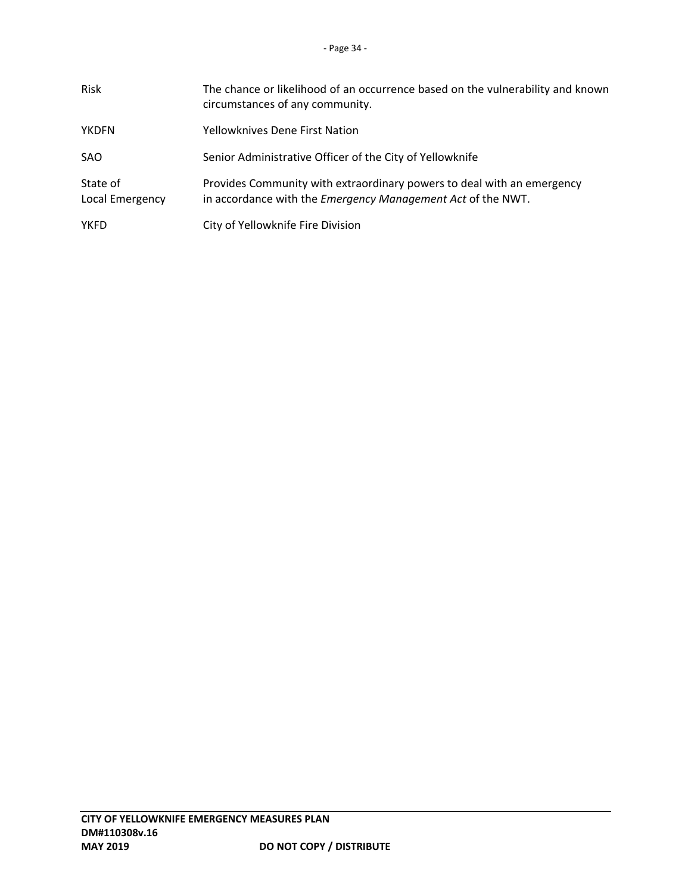| | |
|---|---|
| Risk | The chance or likelihood of an occurrence based on the vulnerability and known circumstances of any community. |
| YKDFN | Yellowknives Dene First Nation |
| SAO | Senior Administrative Officer of the City of Yellowknife |
| State of Local Emergency | Provides Community with extraordinary powers to deal with an emergency in accordance with the *Emergency Management Act* of the NWT. |
| YKFD | City of Yellowknife Fire Division |